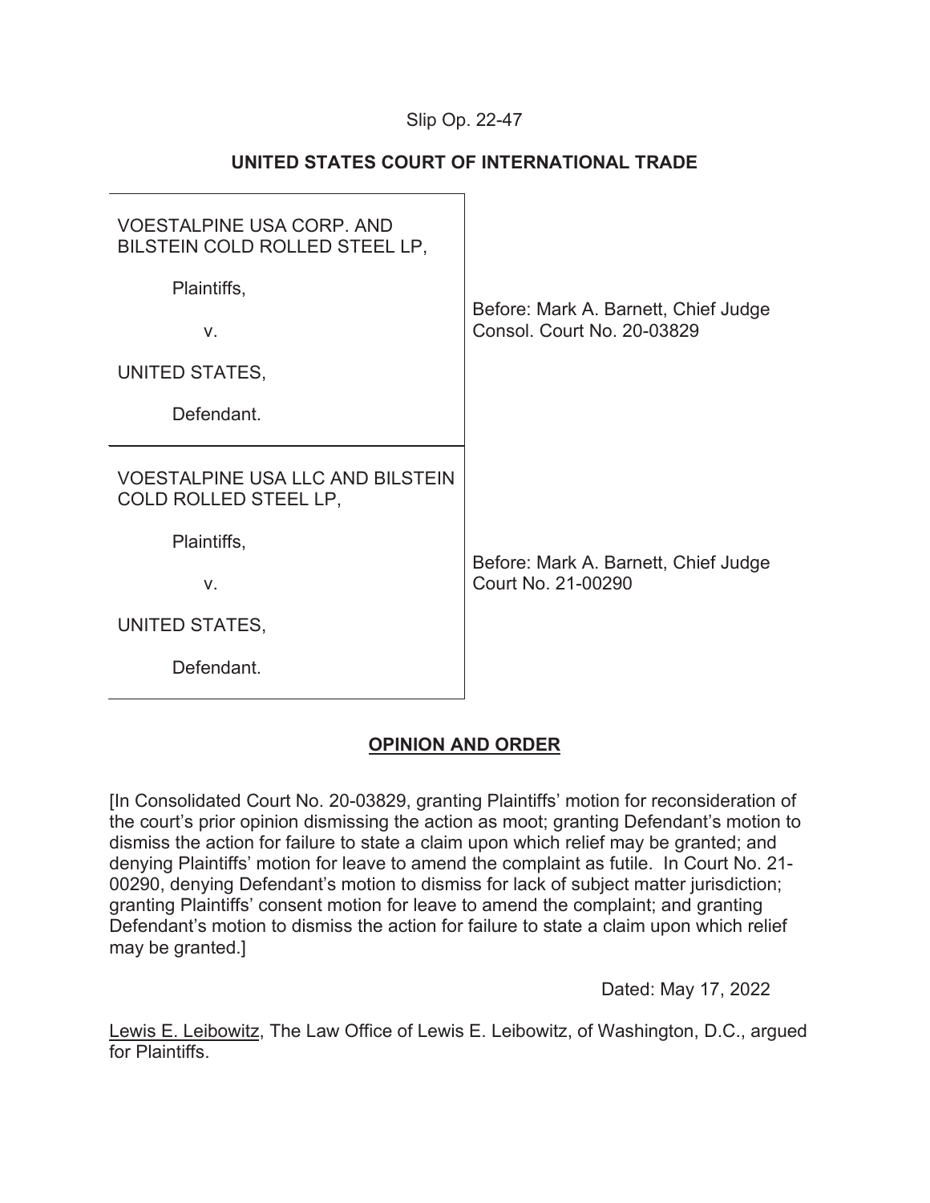Slip Op. 22-47

**UNITED STATES COURT OF INTERNATIONAL TRADE**

| | |
|---|---|
| VOESTALPINE USA CORP. AND BILSTEIN COLD ROLLED STEEL LP,<br><br>Plaintiffs,<br><br>v.<br><br>UNITED STATES,<br><br>Defendant. | Before: Mark A. Barnett, Chief Judge<br>Consol. Court No. 20-03829 |
| VOESTALPINE USA LLC AND BILSTEIN COLD ROLLED STEEL LP,<br><br>Plaintiffs,<br><br>v.<br><br>UNITED STATES,<br><br>Defendant. | Before: Mark A. Barnett, Chief Judge<br>Court No. 21-00290 |

**OPINION AND ORDER**

[In Consolidated Court No. 20-03829, granting Plaintiffs' motion for reconsideration of the court's prior opinion dismissing the action as moot; granting Defendant's motion to dismiss the action for failure to state a claim upon which relief may be granted; and denying Plaintiffs' motion for leave to amend the complaint as futile. In Court No. 21-00290, denying Defendant's motion to dismiss for lack of subject matter jurisdiction; granting Plaintiffs' consent motion for leave to amend the complaint; and granting Defendant's motion to dismiss the action for failure to state a claim upon which relief may be granted.]

Dated: May 17, 2022

Lewis E. Leibowitz, The Law Office of Lewis E. Leibowitz, of Washington, D.C., argued for Plaintiffs.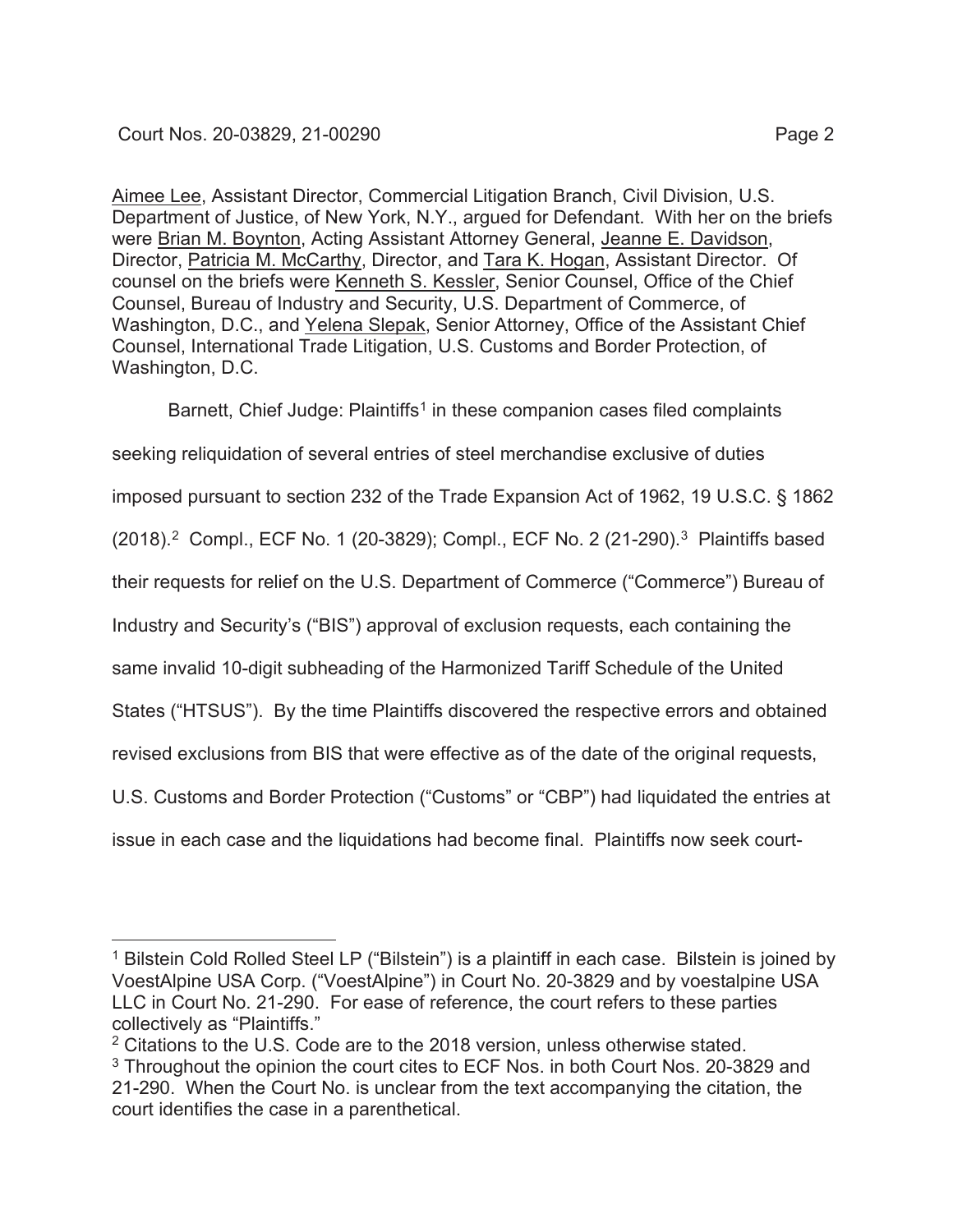Aimee Lee, Assistant Director, Commercial Litigation Branch, Civil Division, U.S. Department of Justice, of New York, N.Y., argued for Defendant. With her on the briefs were Brian M. Boynton, Acting Assistant Attorney General, Jeanne E. Davidson, Director, Patricia M. McCarthy, Director, and Tara K. Hogan, Assistant Director. Of counsel on the briefs were Kenneth S. Kessler, Senior Counsel, Office of the Chief Counsel, Bureau of Industry and Security, U.S. Department of Commerce, of Washington, D.C., and Yelena Slepak, Senior Attorney, Office of the Assistant Chief Counsel, International Trade Litigation, U.S. Customs and Border Protection, of Washington, D.C.

Barnett, Chief Judge: Plaintiffs[1] in these companion cases filed complaints seeking reliquidation of several entries of steel merchandise exclusive of duties imposed pursuant to section 232 of the Trade Expansion Act of 1962, 19 U.S.C. § 1862 (2018).[2] Compl., ECF No. 1 (20-3829); Compl., ECF No. 2 (21-290).[3] Plaintiffs based their requests for relief on the U.S. Department of Commerce ("Commerce") Bureau of Industry and Security's ("BIS") approval of exclusion requests, each containing the same invalid 10-digit subheading of the Harmonized Tariff Schedule of the United States ("HTSUS"). By the time Plaintiffs discovered the respective errors and obtained revised exclusions from BIS that were effective as of the date of the original requests, U.S. Customs and Border Protection ("Customs" or "CBP") had liquidated the entries at issue in each case and the liquidations had become final. Plaintiffs now seek court-

[1] Bilstein Cold Rolled Steel LP ("Bilstein") is a plaintiff in each case. Bilstein is joined by VoestAlpine USA Corp. ("VoestAlpine") in Court No. 20-3829 and by voestalpine USA LLC in Court No. 21-290. For ease of reference, the court refers to these parties collectively as "Plaintiffs."

[2] Citations to the U.S. Code are to the 2018 version, unless otherwise stated.

[3] Throughout the opinion the court cites to ECF Nos. in both Court Nos. 20-3829 and 21-290. When the Court No. is unclear from the text accompanying the citation, the court identifies the case in a parenthetical.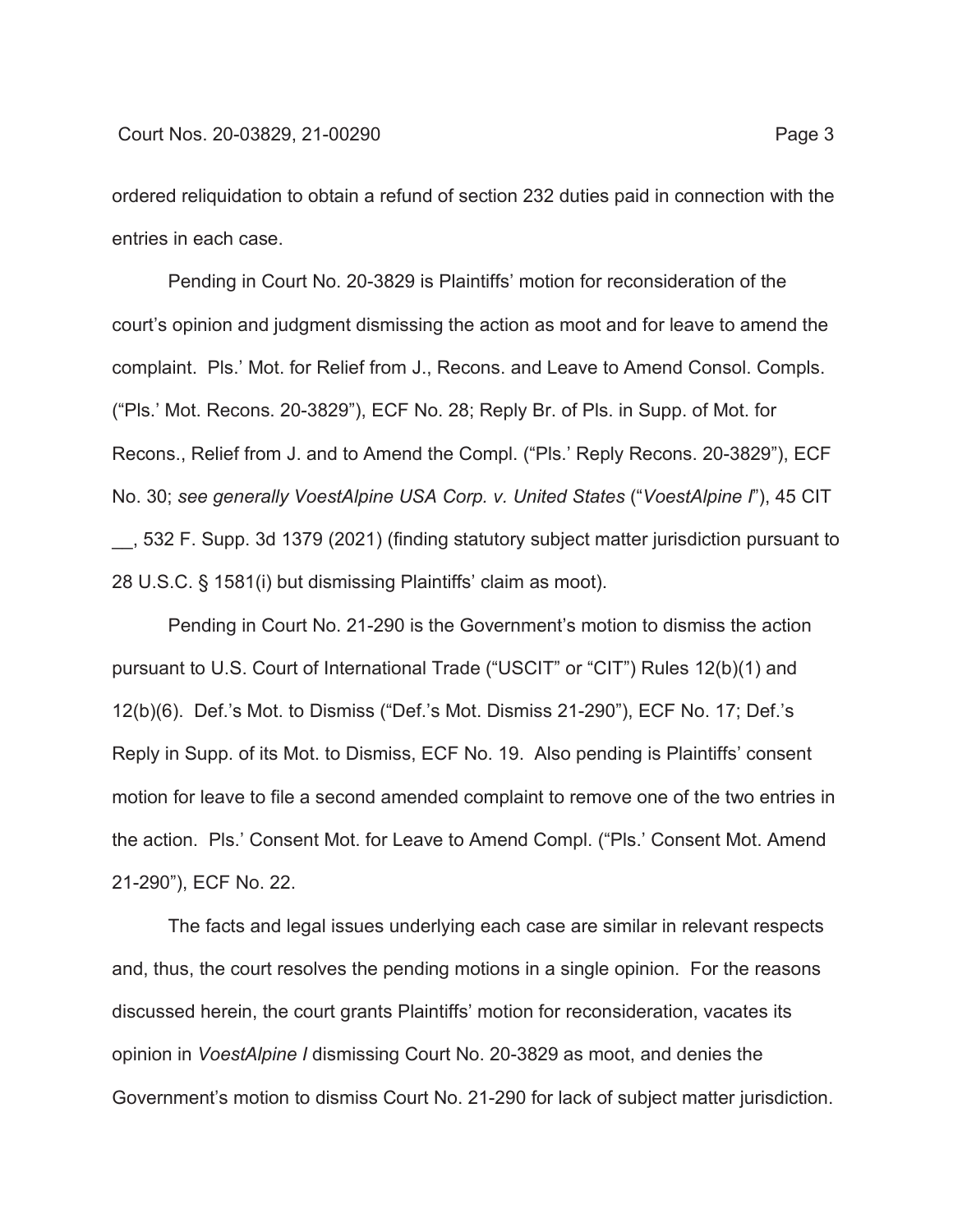ordered reliquidation to obtain a refund of section 232 duties paid in connection with the entries in each case.

Pending in Court No. 20-3829 is Plaintiffs' motion for reconsideration of the court's opinion and judgment dismissing the action as moot and for leave to amend the complaint. Pls.' Mot. for Relief from J., Recons. and Leave to Amend Consol. Compls. ("Pls.' Mot. Recons. 20-3829"), ECF No. 28; Reply Br. of Pls. in Supp. of Mot. for Recons., Relief from J. and to Amend the Compl. ("Pls.' Reply Recons. 20-3829"), ECF No. 30; *see generally VoestAlpine USA Corp. v. United States* ("*VoestAlpine I*"), 45 CIT __, 532 F. Supp. 3d 1379 (2021) (finding statutory subject matter jurisdiction pursuant to 28 U.S.C. § 1581(i) but dismissing Plaintiffs' claim as moot).

Pending in Court No. 21-290 is the Government's motion to dismiss the action pursuant to U.S. Court of International Trade ("USCIT" or "CIT") Rules 12(b)(1) and 12(b)(6). Def.'s Mot. to Dismiss ("Def.'s Mot. Dismiss 21-290"), ECF No. 17; Def.'s Reply in Supp. of its Mot. to Dismiss, ECF No. 19. Also pending is Plaintiffs' consent motion for leave to file a second amended complaint to remove one of the two entries in the action. Pls.' Consent Mot. for Leave to Amend Compl. ("Pls.' Consent Mot. Amend 21-290"), ECF No. 22.

The facts and legal issues underlying each case are similar in relevant respects and, thus, the court resolves the pending motions in a single opinion. For the reasons discussed herein, the court grants Plaintiffs' motion for reconsideration, vacates its opinion in *VoestAlpine I* dismissing Court No. 20-3829 as moot, and denies the Government's motion to dismiss Court No. 21-290 for lack of subject matter jurisdiction.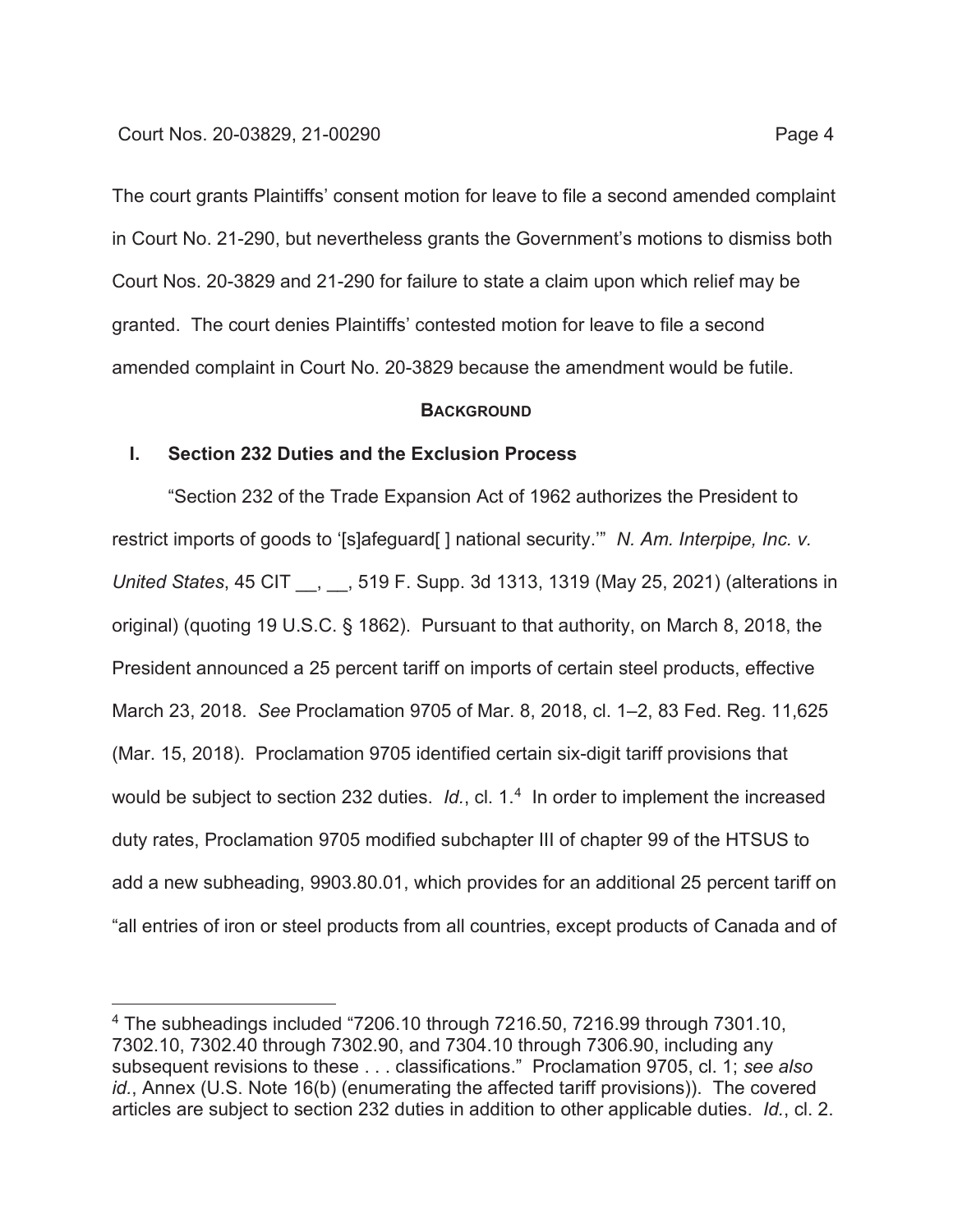The court grants Plaintiffs' consent motion for leave to file a second amended complaint in Court No. 21-290, but nevertheless grants the Government's motions to dismiss both Court Nos. 20-3829 and 21-290 for failure to state a claim upon which relief may be granted. The court denies Plaintiffs' contested motion for leave to file a second amended complaint in Court No. 20-3829 because the amendment would be futile.

## **BACKGROUND**

### **I. Section 232 Duties and the Exclusion Process**

"Section 232 of the Trade Expansion Act of 1962 authorizes the President to restrict imports of goods to '[s]afeguard[ ] national security.'" *N. Am. Interpipe, Inc. v. United States*, 45 CIT __, __, 519 F. Supp. 3d 1313, 1319 (May 25, 2021) (alterations in original) (quoting 19 U.S.C. § 1862). Pursuant to that authority, on March 8, 2018, the President announced a 25 percent tariff on imports of certain steel products, effective March 23, 2018. *See* Proclamation 9705 of Mar. 8, 2018, cl. 1–2, 83 Fed. Reg. 11,625 (Mar. 15, 2018). Proclamation 9705 identified certain six-digit tariff provisions that would be subject to section 232 duties. *Id.*, cl. 1.[4] In order to implement the increased duty rates, Proclamation 9705 modified subchapter III of chapter 99 of the HTSUS to add a new subheading, 9903.80.01, which provides for an additional 25 percent tariff on "all entries of iron or steel products from all countries, except products of Canada and of

---

[4] The subheadings included "7206.10 through 7216.50, 7216.99 through 7301.10, 7302.10, 7302.40 through 7302.90, and 7304.10 through 7306.90, including any subsequent revisions to these . . . classifications." Proclamation 9705, cl. 1; *see also id.*, Annex (U.S. Note 16(b) (enumerating the affected tariff provisions)). The covered articles are subject to section 232 duties in addition to other applicable duties. *Id.*, cl. 2.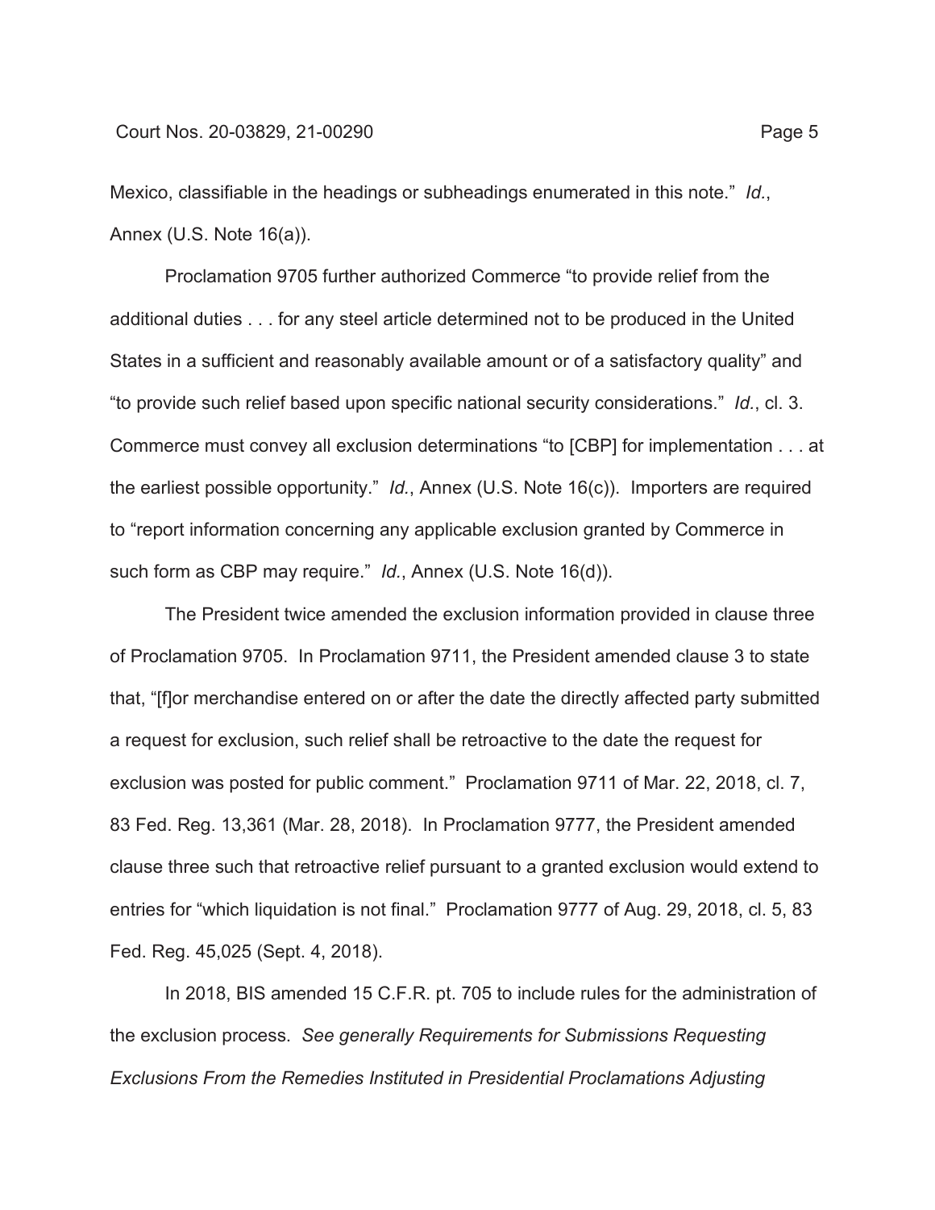Mexico, classifiable in the headings or subheadings enumerated in this note." *Id.*, Annex (U.S. Note 16(a)).

Proclamation 9705 further authorized Commerce "to provide relief from the additional duties . . . for any steel article determined not to be produced in the United States in a sufficient and reasonably available amount or of a satisfactory quality" and "to provide such relief based upon specific national security considerations." *Id.*, cl. 3. Commerce must convey all exclusion determinations "to [CBP] for implementation . . . at the earliest possible opportunity." *Id.*, Annex (U.S. Note 16(c)). Importers are required to "report information concerning any applicable exclusion granted by Commerce in such form as CBP may require." *Id.*, Annex (U.S. Note 16(d)).

The President twice amended the exclusion information provided in clause three of Proclamation 9705. In Proclamation 9711, the President amended clause 3 to state that, "[f]or merchandise entered on or after the date the directly affected party submitted a request for exclusion, such relief shall be retroactive to the date the request for exclusion was posted for public comment." Proclamation 9711 of Mar. 22, 2018, cl. 7, 83 Fed. Reg. 13,361 (Mar. 28, 2018). In Proclamation 9777, the President amended clause three such that retroactive relief pursuant to a granted exclusion would extend to entries for "which liquidation is not final." Proclamation 9777 of Aug. 29, 2018, cl. 5, 83 Fed. Reg. 45,025 (Sept. 4, 2018).

In 2018, BIS amended 15 C.F.R. pt. 705 to include rules for the administration of the exclusion process. *See generally Requirements for Submissions Requesting Exclusions From the Remedies Instituted in Presidential Proclamations Adjusting*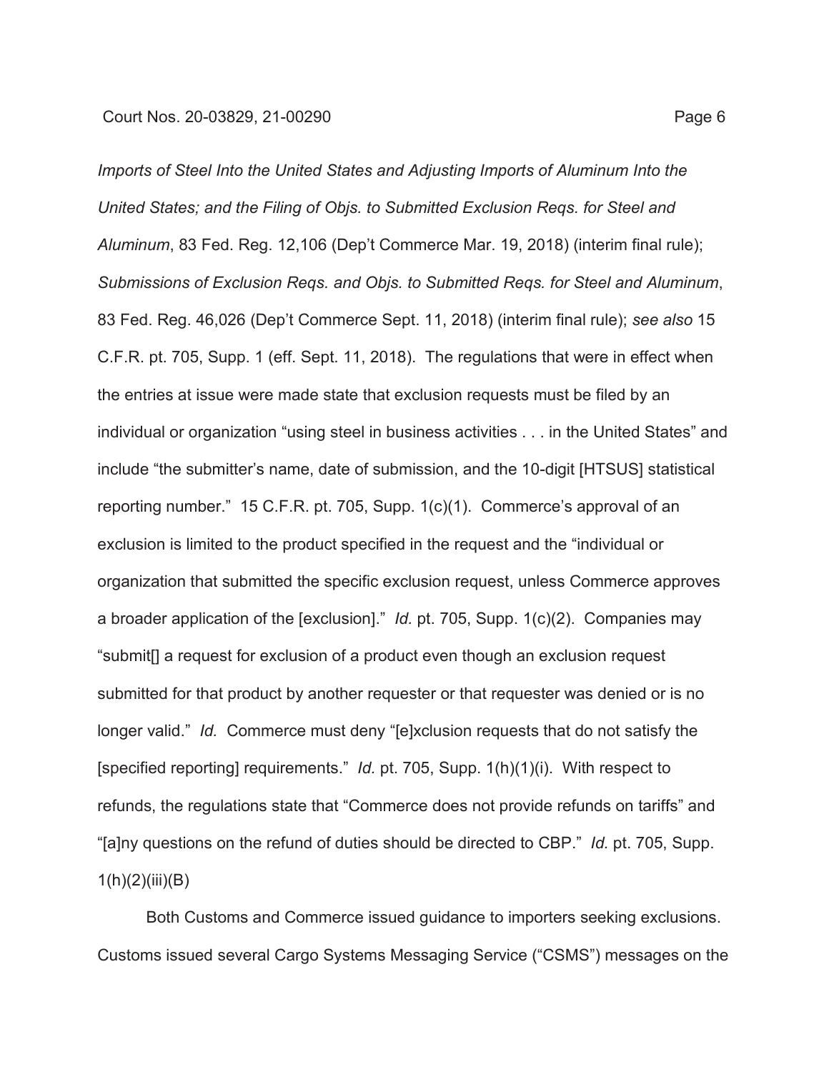*Imports of Steel Into the United States and Adjusting Imports of Aluminum Into the United States; and the Filing of Objs. to Submitted Exclusion Reqs. for Steel and Aluminum*, 83 Fed. Reg. 12,106 (Dep't Commerce Mar. 19, 2018) (interim final rule); *Submissions of Exclusion Reqs. and Objs. to Submitted Reqs. for Steel and Aluminum*, 83 Fed. Reg. 46,026 (Dep't Commerce Sept. 11, 2018) (interim final rule); *see also* 15 C.F.R. pt. 705, Supp. 1 (eff. Sept. 11, 2018). The regulations that were in effect when the entries at issue were made state that exclusion requests must be filed by an individual or organization "using steel in business activities . . . in the United States" and include "the submitter's name, date of submission, and the 10-digit [HTSUS] statistical reporting number." 15 C.F.R. pt. 705, Supp. 1(c)(1). Commerce's approval of an exclusion is limited to the product specified in the request and the "individual or organization that submitted the specific exclusion request, unless Commerce approves a broader application of the [exclusion]." *Id.* pt. 705, Supp. 1(c)(2). Companies may "submit[] a request for exclusion of a product even though an exclusion request submitted for that product by another requester or that requester was denied or is no longer valid." *Id.* Commerce must deny "[e]xclusion requests that do not satisfy the [specified reporting] requirements." *Id.* pt. 705, Supp. 1(h)(1)(i). With respect to refunds, the regulations state that "Commerce does not provide refunds on tariffs" and "[a]ny questions on the refund of duties should be directed to CBP." *Id.* pt. 705, Supp. 1(h)(2)(iii)(B)

Both Customs and Commerce issued guidance to importers seeking exclusions. Customs issued several Cargo Systems Messaging Service ("CSMS") messages on the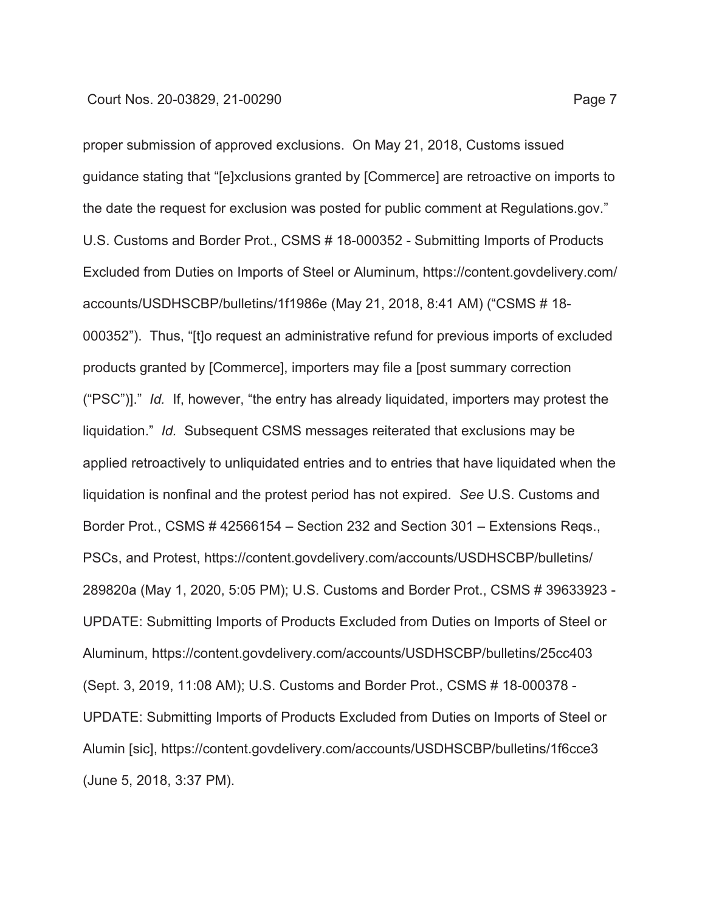proper submission of approved exclusions. On May 21, 2018, Customs issued guidance stating that "[e]xclusions granted by [Commerce] are retroactive on imports to the date the request for exclusion was posted for public comment at Regulations.gov." U.S. Customs and Border Prot., CSMS # 18-000352 - Submitting Imports of Products Excluded from Duties on Imports of Steel or Aluminum, https://content.govdelivery.com/accounts/USDHSCBP/bulletins/1f1986e (May 21, 2018, 8:41 AM) ("CSMS # 18-000352"). Thus, "[t]o request an administrative refund for previous imports of excluded products granted by [Commerce], importers may file a [post summary correction ("PSC")]." *Id.* If, however, "the entry has already liquidated, importers may protest the liquidation." *Id.* Subsequent CSMS messages reiterated that exclusions may be applied retroactively to unliquidated entries and to entries that have liquidated when the liquidation is nonfinal and the protest period has not expired. *See* U.S. Customs and Border Prot., CSMS # 42566154 – Section 232 and Section 301 – Extensions Reqs., PSCs, and Protest, https://content.govdelivery.com/accounts/USDHSCBP/bulletins/289820a (May 1, 2020, 5:05 PM); U.S. Customs and Border Prot., CSMS # 39633923 - UPDATE: Submitting Imports of Products Excluded from Duties on Imports of Steel or Aluminum, https://content.govdelivery.com/accounts/USDHSCBP/bulletins/25cc403 (Sept. 3, 2019, 11:08 AM); U.S. Customs and Border Prot., CSMS # 18-000378 - UPDATE: Submitting Imports of Products Excluded from Duties on Imports of Steel or Alumin [sic], https://content.govdelivery.com/accounts/USDHSCBP/bulletins/1f6cce3 (June 5, 2018, 3:37 PM).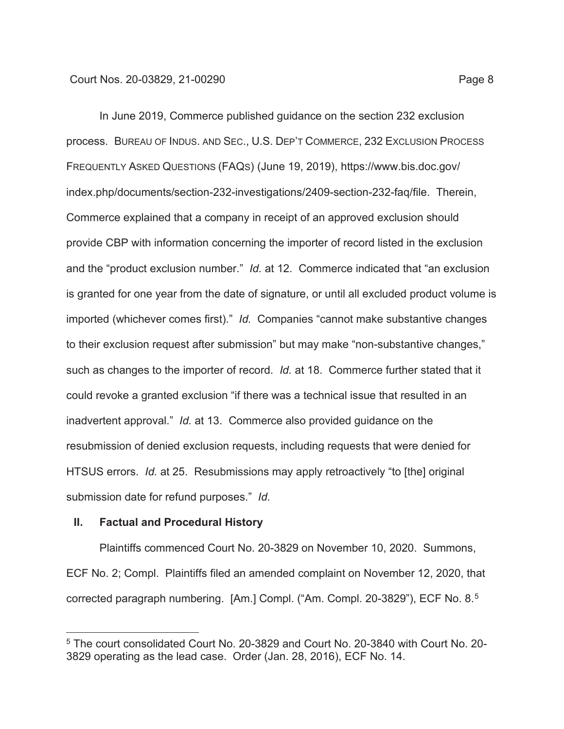In June 2019, Commerce published guidance on the section 232 exclusion process. BUREAU OF INDUS. AND SEC., U.S. DEP'T COMMERCE, 232 EXCLUSION PROCESS FREQUENTLY ASKED QUESTIONS (FAQS) (June 19, 2019), https://www.bis.doc.gov/index.php/documents/section-232-investigations/2409-section-232-faq/file. Therein, Commerce explained that a company in receipt of an approved exclusion should provide CBP with information concerning the importer of record listed in the exclusion and the "product exclusion number." *Id.* at 12. Commerce indicated that "an exclusion is granted for one year from the date of signature, or until all excluded product volume is imported (whichever comes first)." *Id.* Companies "cannot make substantive changes to their exclusion request after submission" but may make "non-substantive changes," such as changes to the importer of record. *Id.* at 18. Commerce further stated that it could revoke a granted exclusion "if there was a technical issue that resulted in an inadvertent approval." *Id.* at 13. Commerce also provided guidance on the resubmission of denied exclusion requests, including requests that were denied for HTSUS errors. *Id.* at 25. Resubmissions may apply retroactively "to [the] original submission date for refund purposes." *Id.*

## II. Factual and Procedural History

Plaintiffs commenced Court No. 20-3829 on November 10, 2020. Summons, ECF No. 2; Compl. Plaintiffs filed an amended complaint on November 12, 2020, that corrected paragraph numbering. [Am.] Compl. ("Am. Compl. 20-3829"), ECF No. 8.[5]

---

[5] The court consolidated Court No. 20-3829 and Court No. 20-3840 with Court No. 20-3829 operating as the lead case. Order (Jan. 28, 2016), ECF No. 14.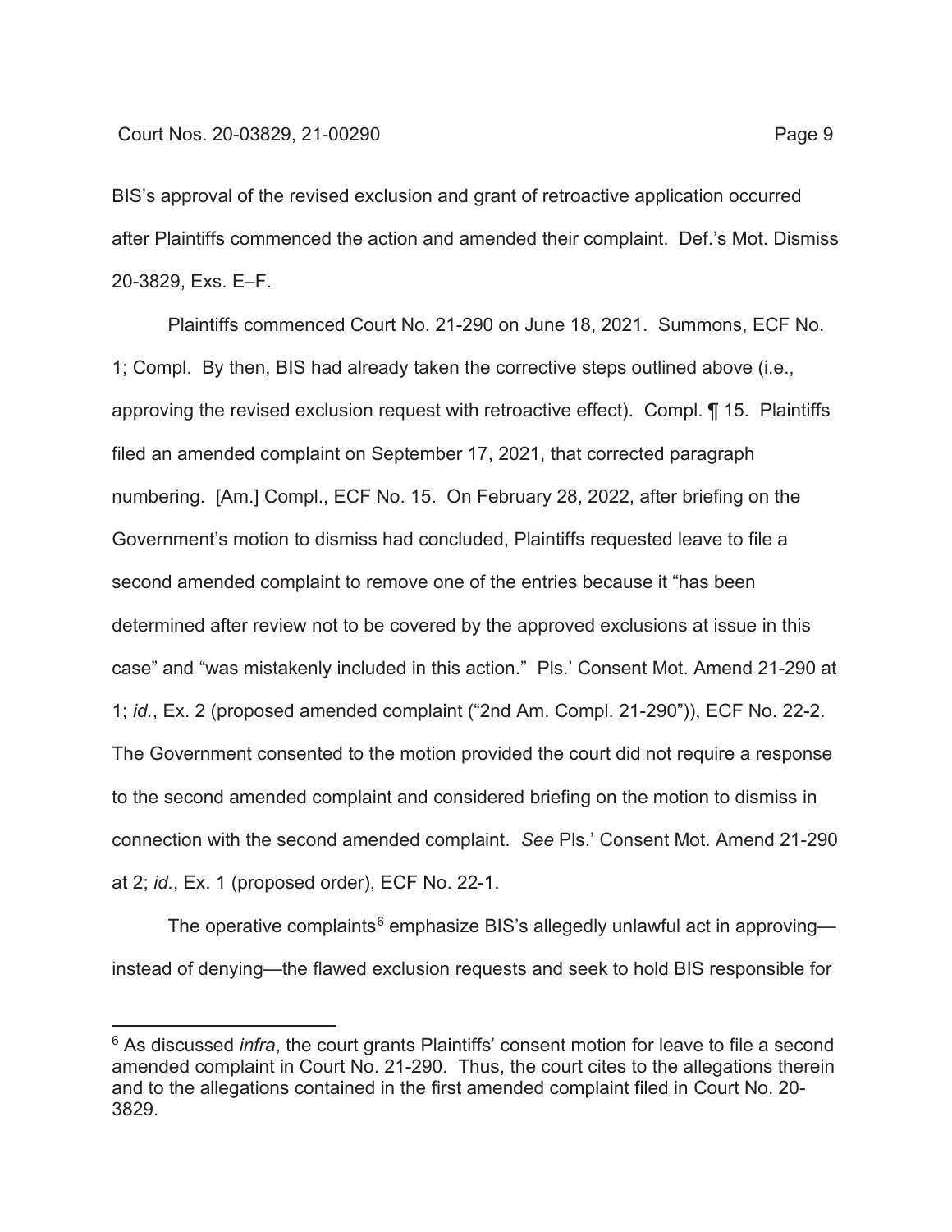BIS's approval of the revised exclusion and grant of retroactive application occurred after Plaintiffs commenced the action and amended their complaint. Def.'s Mot. Dismiss 20-3829, Exs. E–F.

Plaintiffs commenced Court No. 21-290 on June 18, 2021. Summons, ECF No. 1; Compl. By then, BIS had already taken the corrective steps outlined above (i.e., approving the revised exclusion request with retroactive effect). Compl. ¶ 15. Plaintiffs filed an amended complaint on September 17, 2021, that corrected paragraph numbering. [Am.] Compl., ECF No. 15. On February 28, 2022, after briefing on the Government's motion to dismiss had concluded, Plaintiffs requested leave to file a second amended complaint to remove one of the entries because it "has been determined after review not to be covered by the approved exclusions at issue in this case" and "was mistakenly included in this action." Pls.' Consent Mot. Amend 21-290 at 1; *id.*, Ex. 2 (proposed amended complaint ("2nd Am. Compl. 21-290")), ECF No. 22-2. The Government consented to the motion provided the court did not require a response to the second amended complaint and considered briefing on the motion to dismiss in connection with the second amended complaint. *See* Pls.' Consent Mot. Amend 21-290 at 2; *id.*, Ex. 1 (proposed order), ECF No. 22-1.

The operative complaints[6] emphasize BIS's allegedly unlawful act in approving—instead of denying—the flawed exclusion requests and seek to hold BIS responsible for

[6] As discussed *infra*, the court grants Plaintiffs' consent motion for leave to file a second amended complaint in Court No. 21-290. Thus, the court cites to the allegations therein and to the allegations contained in the first amended complaint filed in Court No. 20-3829.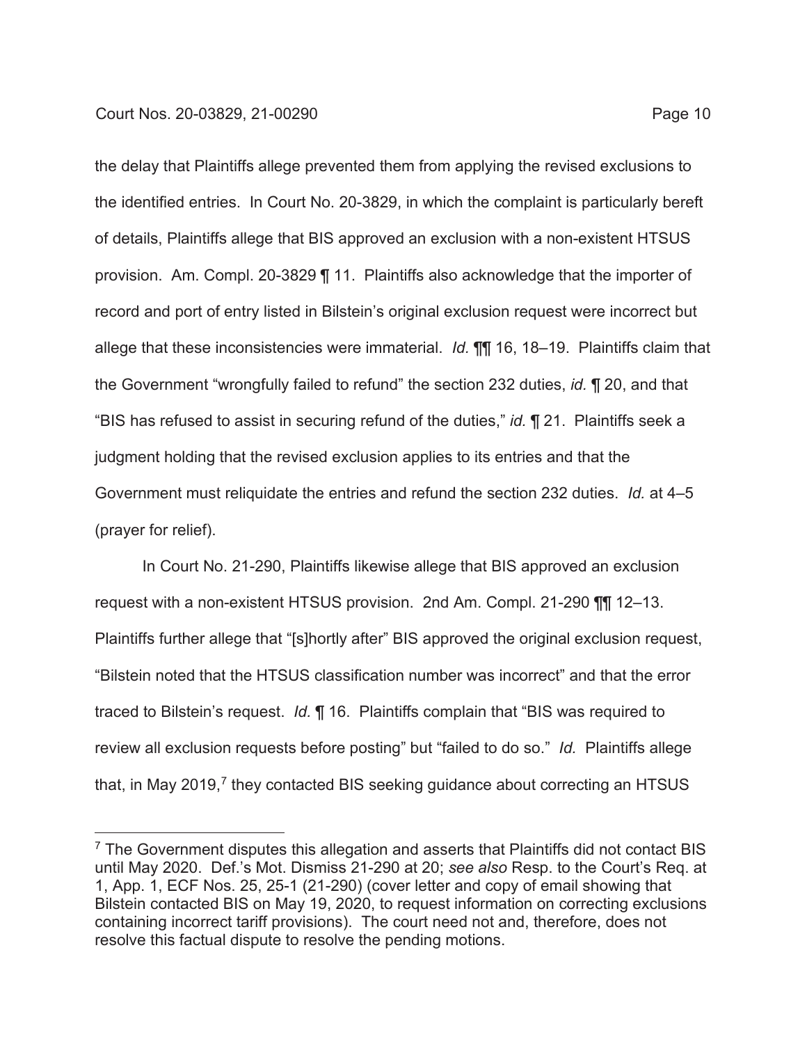the delay that Plaintiffs allege prevented them from applying the revised exclusions to the identified entries. In Court No. 20-3829, in which the complaint is particularly bereft of details, Plaintiffs allege that BIS approved an exclusion with a non-existent HTSUS provision. Am. Compl. 20-3829 ¶ 11. Plaintiffs also acknowledge that the importer of record and port of entry listed in Bilstein's original exclusion request were incorrect but allege that these inconsistencies were immaterial. *Id.* ¶¶ 16, 18–19. Plaintiffs claim that the Government "wrongfully failed to refund" the section 232 duties, *id.* ¶ 20, and that "BIS has refused to assist in securing refund of the duties," *id.* ¶ 21. Plaintiffs seek a judgment holding that the revised exclusion applies to its entries and that the Government must reliquidate the entries and refund the section 232 duties. *Id.* at 4–5 (prayer for relief).

In Court No. 21-290, Plaintiffs likewise allege that BIS approved an exclusion request with a non-existent HTSUS provision. 2nd Am. Compl. 21-290 ¶¶ 12–13. Plaintiffs further allege that "[s]hortly after" BIS approved the original exclusion request, "Bilstein noted that the HTSUS classification number was incorrect" and that the error traced to Bilstein's request. *Id.* ¶ 16. Plaintiffs complain that "BIS was required to review all exclusion requests before posting" but "failed to do so." *Id.* Plaintiffs allege that, in May 2019,[7] they contacted BIS seeking guidance about correcting an HTSUS

---

[7] The Government disputes this allegation and asserts that Plaintiffs did not contact BIS until May 2020. Def.'s Mot. Dismiss 21-290 at 20; *see also* Resp. to the Court's Req. at 1, App. 1, ECF Nos. 25, 25-1 (21-290) (cover letter and copy of email showing that Bilstein contacted BIS on May 19, 2020, to request information on correcting exclusions containing incorrect tariff provisions). The court need not and, therefore, does not resolve this factual dispute to resolve the pending motions.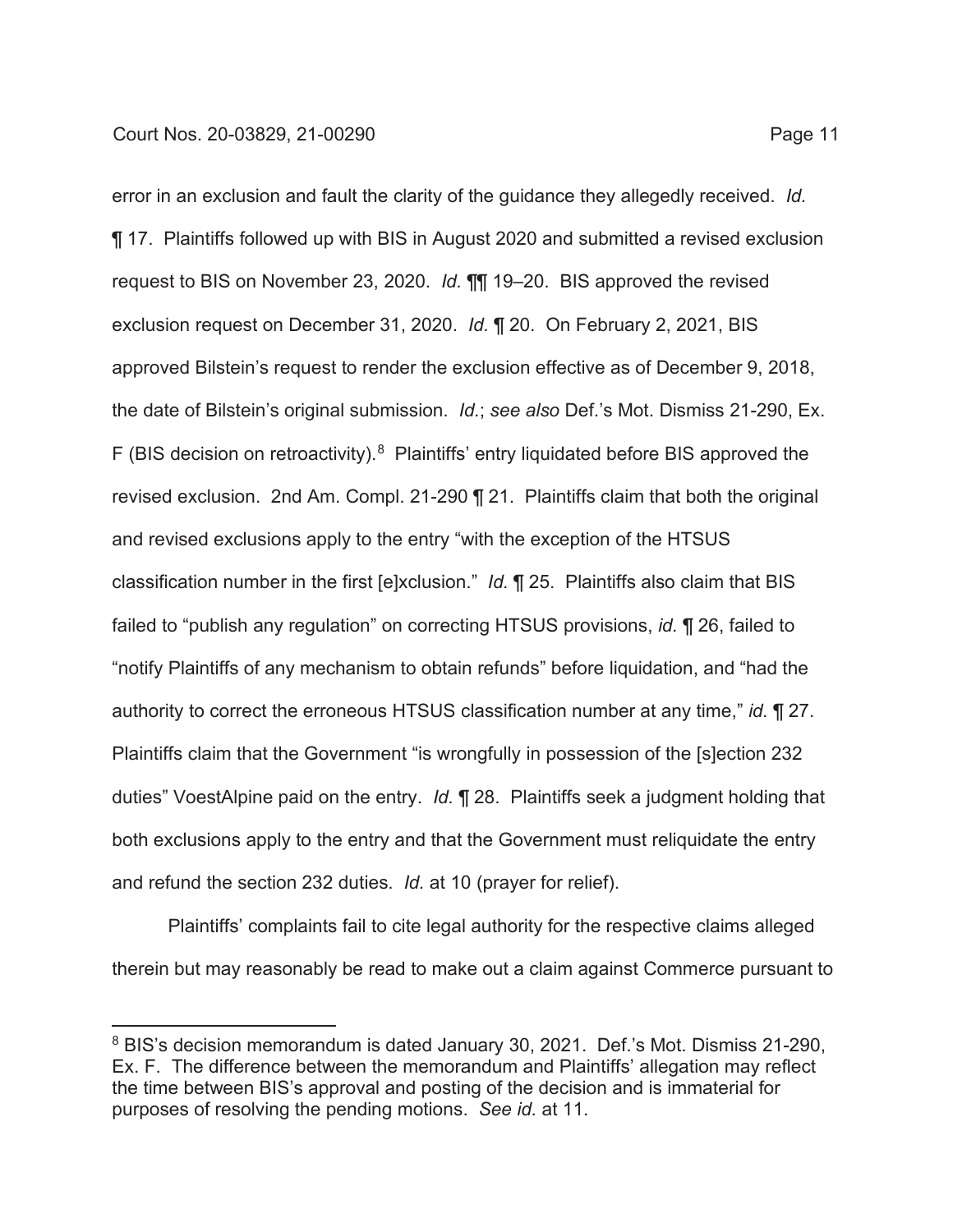error in an exclusion and fault the clarity of the guidance they allegedly received. *Id.* ¶ 17. Plaintiffs followed up with BIS in August 2020 and submitted a revised exclusion request to BIS on November 23, 2020. *Id.* ¶¶ 19–20. BIS approved the revised exclusion request on December 31, 2020. *Id.* ¶ 20. On February 2, 2021, BIS approved Bilstein's request to render the exclusion effective as of December 9, 2018, the date of Bilstein's original submission. *Id.*; *see also* Def.'s Mot. Dismiss 21-290, Ex. F (BIS decision on retroactivity).[8] Plaintiffs' entry liquidated before BIS approved the revised exclusion. 2nd Am. Compl. 21-290 ¶ 21. Plaintiffs claim that both the original and revised exclusions apply to the entry "with the exception of the HTSUS classification number in the first [e]xclusion." *Id.* ¶ 25. Plaintiffs also claim that BIS failed to "publish any regulation" on correcting HTSUS provisions, *id.* ¶ 26, failed to "notify Plaintiffs of any mechanism to obtain refunds" before liquidation, and "had the authority to correct the erroneous HTSUS classification number at any time," *id.* ¶ 27. Plaintiffs claim that the Government "is wrongfully in possession of the [s]ection 232 duties" VoestAlpine paid on the entry. *Id.* ¶ 28. Plaintiffs seek a judgment holding that both exclusions apply to the entry and that the Government must reliquidate the entry and refund the section 232 duties. *Id.* at 10 (prayer for relief).

Plaintiffs' complaints fail to cite legal authority for the respective claims alleged therein but may reasonably be read to make out a claim against Commerce pursuant to

[8] BIS's decision memorandum is dated January 30, 2021. Def.'s Mot. Dismiss 21-290, Ex. F. The difference between the memorandum and Plaintiffs' allegation may reflect the time between BIS's approval and posting of the decision and is immaterial for purposes of resolving the pending motions. *See id.* at 11.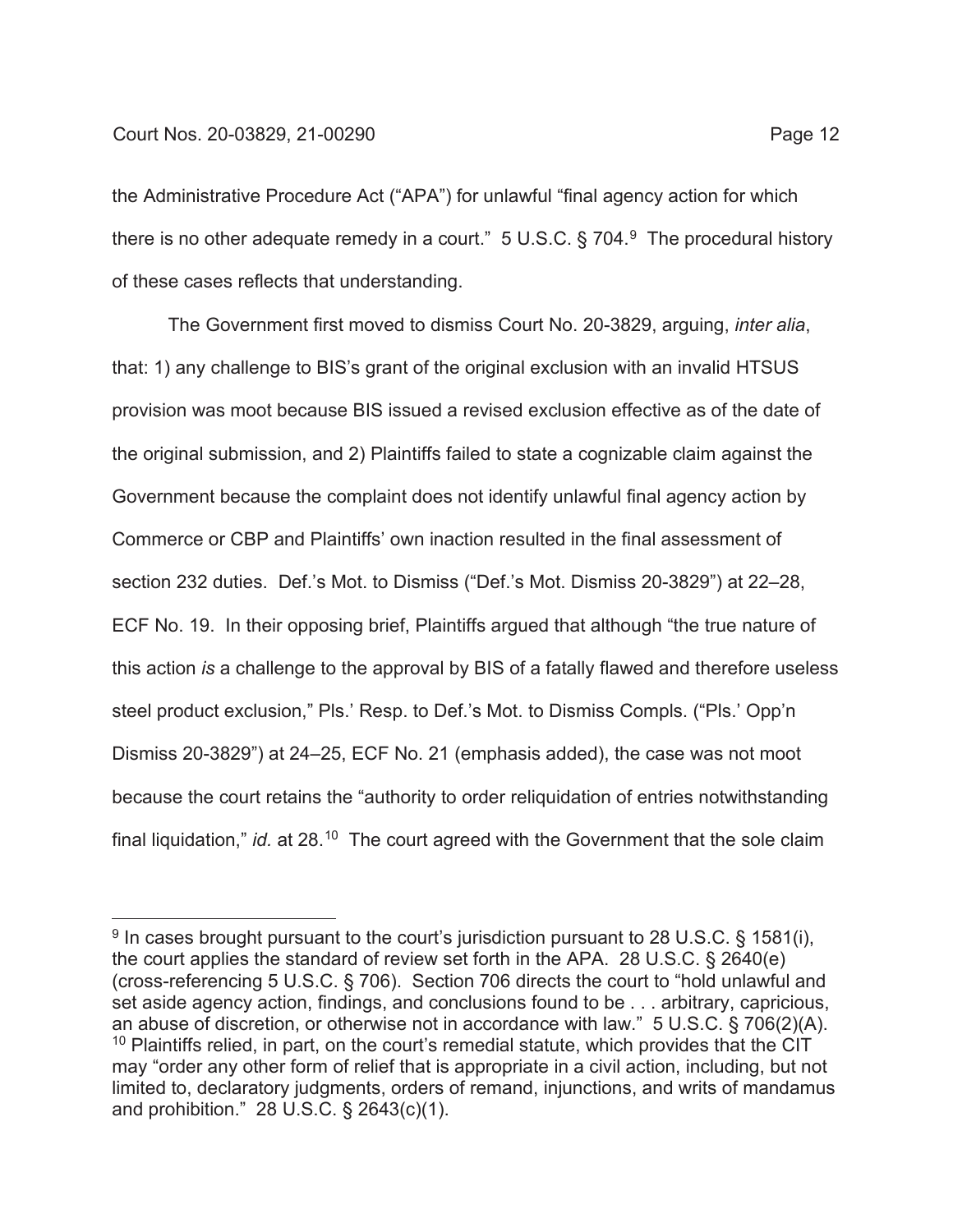the Administrative Procedure Act ("APA") for unlawful "final agency action for which there is no other adequate remedy in a court." 5 U.S.C. § 704.[9] The procedural history of these cases reflects that understanding.

The Government first moved to dismiss Court No. 20-3829, arguing, *inter alia*, that: 1) any challenge to BIS's grant of the original exclusion with an invalid HTSUS provision was moot because BIS issued a revised exclusion effective as of the date of the original submission, and 2) Plaintiffs failed to state a cognizable claim against the Government because the complaint does not identify unlawful final agency action by Commerce or CBP and Plaintiffs' own inaction resulted in the final assessment of section 232 duties. Def.'s Mot. to Dismiss ("Def.'s Mot. Dismiss 20-3829") at 22–28, ECF No. 19. In their opposing brief, Plaintiffs argued that although "the true nature of this action *is* a challenge to the approval by BIS of a fatally flawed and therefore useless steel product exclusion," Pls.' Resp. to Def.'s Mot. to Dismiss Compls. ("Pls.' Opp'n Dismiss 20-3829") at 24–25, ECF No. 21 (emphasis added), the case was not moot because the court retains the "authority to order reliquidation of entries notwithstanding final liquidation," *id.* at 28.[10] The court agreed with the Government that the sole claim

---

[9] In cases brought pursuant to the court's jurisdiction pursuant to 28 U.S.C. § 1581(i), the court applies the standard of review set forth in the APA. 28 U.S.C. § 2640(e) (cross-referencing 5 U.S.C. § 706). Section 706 directs the court to "hold unlawful and set aside agency action, findings, and conclusions found to be . . . arbitrary, capricious, an abuse of discretion, or otherwise not in accordance with law." 5 U.S.C. § 706(2)(A).

[10] Plaintiffs relied, in part, on the court's remedial statute, which provides that the CIT may "order any other form of relief that is appropriate in a civil action, including, but not limited to, declaratory judgments, orders of remand, injunctions, and writs of mandamus and prohibition." 28 U.S.C. § 2643(c)(1).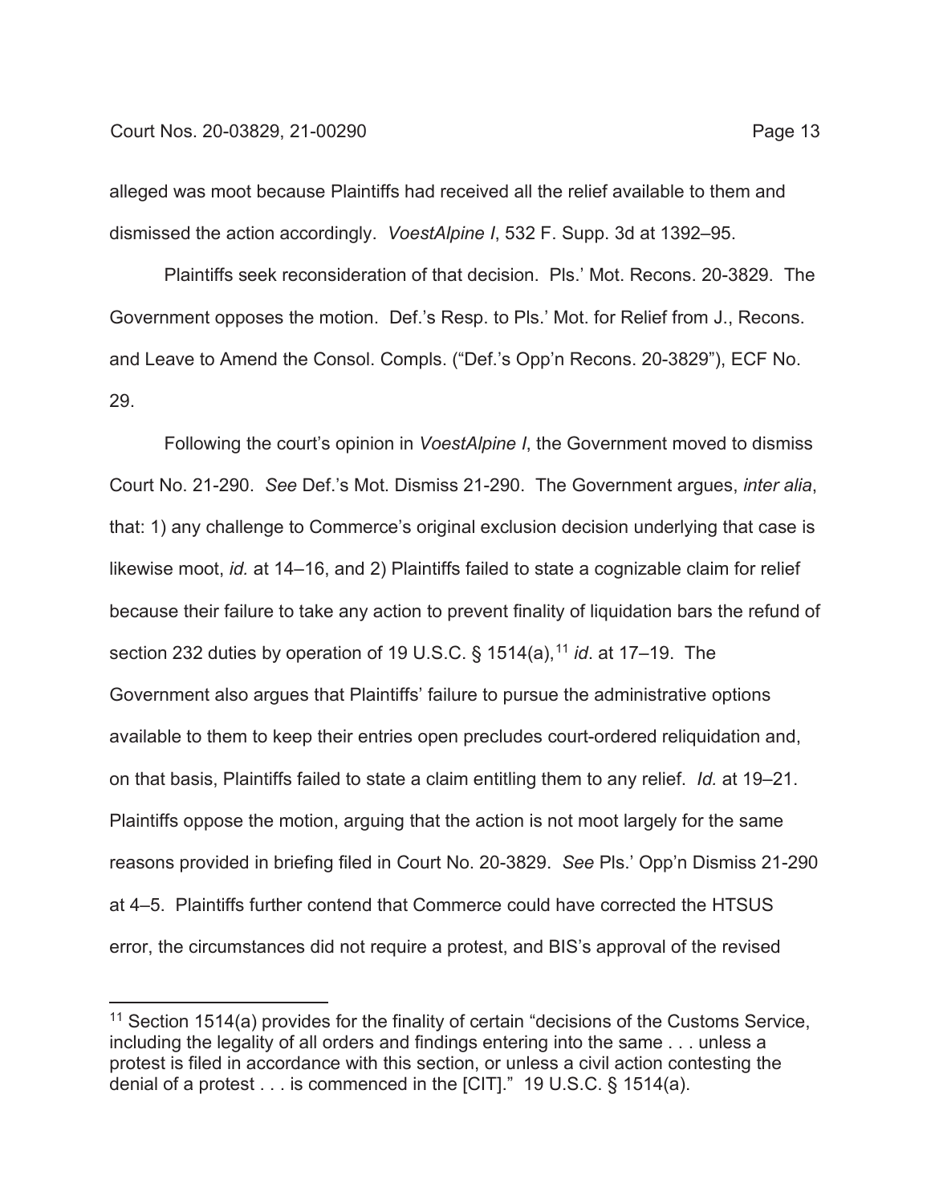alleged was moot because Plaintiffs had received all the relief available to them and dismissed the action accordingly. *VoestAlpine I*, 532 F. Supp. 3d at 1392–95.

Plaintiffs seek reconsideration of that decision. Pls.' Mot. Recons. 20-3829. The Government opposes the motion. Def.'s Resp. to Pls.' Mot. for Relief from J., Recons. and Leave to Amend the Consol. Compls. ("Def.'s Opp'n Recons. 20-3829"), ECF No. 29.

Following the court's opinion in *VoestAlpine I*, the Government moved to dismiss Court No. 21-290. *See* Def.'s Mot. Dismiss 21-290. The Government argues, *inter alia*, that: 1) any challenge to Commerce's original exclusion decision underlying that case is likewise moot, *id.* at 14–16, and 2) Plaintiffs failed to state a cognizable claim for relief because their failure to take any action to prevent finality of liquidation bars the refund of section 232 duties by operation of 19 U.S.C. § 1514(a),[11] *id*. at 17–19. The Government also argues that Plaintiffs' failure to pursue the administrative options available to them to keep their entries open precludes court-ordered reliquidation and, on that basis, Plaintiffs failed to state a claim entitling them to any relief. *Id.* at 19–21. Plaintiffs oppose the motion, arguing that the action is not moot largely for the same reasons provided in briefing filed in Court No. 20-3829. *See* Pls.' Opp'n Dismiss 21-290 at 4–5. Plaintiffs further contend that Commerce could have corrected the HTSUS error, the circumstances did not require a protest, and BIS's approval of the revised

[11] Section 1514(a) provides for the finality of certain "decisions of the Customs Service, including the legality of all orders and findings entering into the same . . . unless a protest is filed in accordance with this section, or unless a civil action contesting the denial of a protest . . . is commenced in the [CIT]." 19 U.S.C. § 1514(a).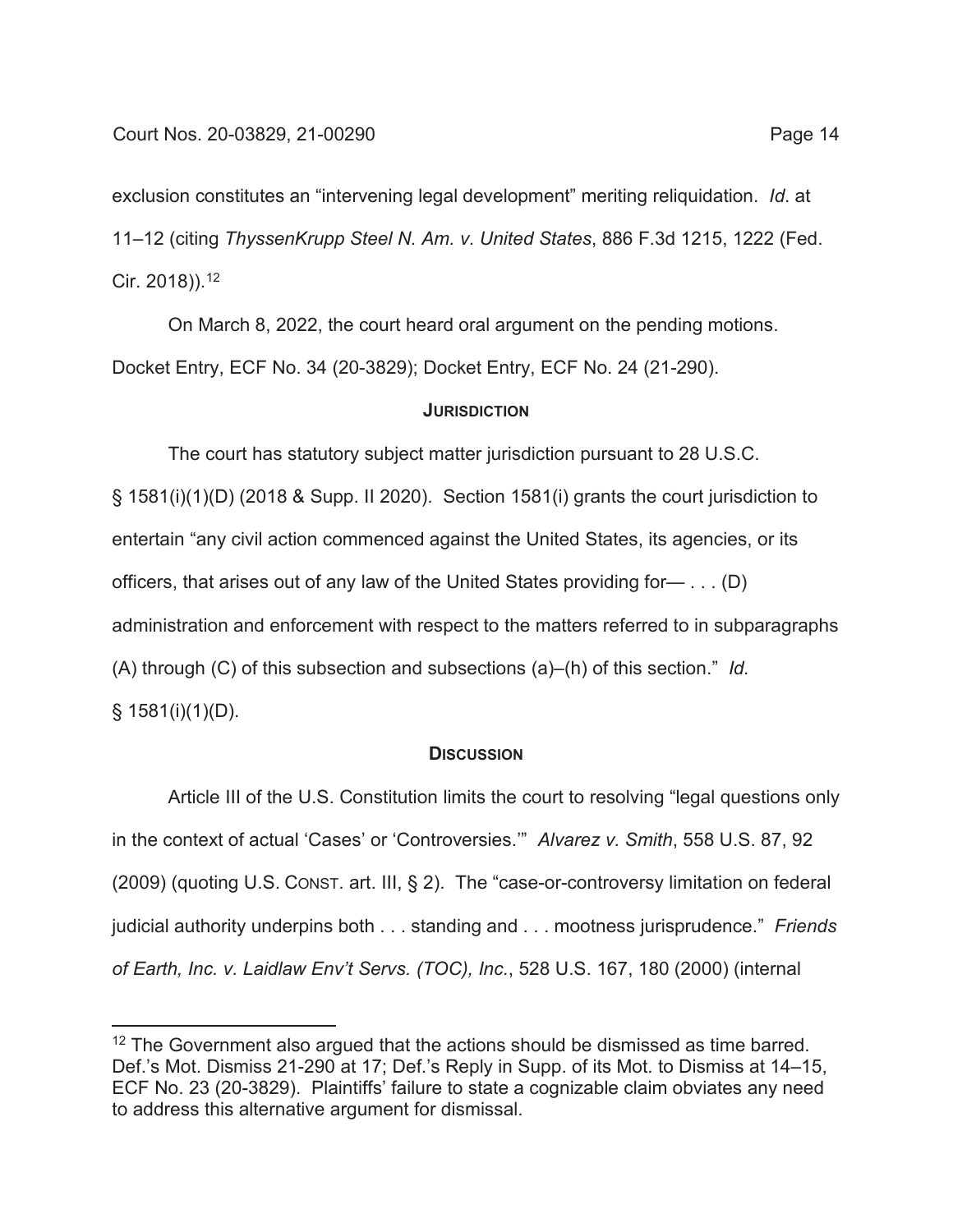exclusion constitutes an "intervening legal development" meriting reliquidation. *Id*. at 11–12 (citing *ThyssenKrupp Steel N. Am. v. United States*, 886 F.3d 1215, 1222 (Fed. Cir. 2018)).[12]

On March 8, 2022, the court heard oral argument on the pending motions. Docket Entry, ECF No. 34 (20-3829); Docket Entry, ECF No. 24 (21-290).

## Jurisdiction

The court has statutory subject matter jurisdiction pursuant to 28 U.S.C. § 1581(i)(1)(D) (2018 & Supp. II 2020). Section 1581(i) grants the court jurisdiction to entertain "any civil action commenced against the United States, its agencies, or its officers, that arises out of any law of the United States providing for— . . . (D) administration and enforcement with respect to the matters referred to in subparagraphs (A) through (C) of this subsection and subsections (a)–(h) of this section." *Id.* § 1581(i)(1)(D).

## Discussion

Article III of the U.S. Constitution limits the court to resolving "legal questions only in the context of actual 'Cases' or 'Controversies.'" *Alvarez v. Smith*, 558 U.S. 87, 92 (2009) (quoting U.S. Const. art. III, § 2). The "case-or-controversy limitation on federal judicial authority underpins both . . . standing and . . . mootness jurisprudence." *Friends of Earth, Inc. v. Laidlaw Env't Servs. (TOC), Inc.*, 528 U.S. 167, 180 (2000) (internal

[12] The Government also argued that the actions should be dismissed as time barred. Def.'s Mot. Dismiss 21-290 at 17; Def.'s Reply in Supp. of its Mot. to Dismiss at 14–15, ECF No. 23 (20-3829). Plaintiffs' failure to state a cognizable claim obviates any need to address this alternative argument for dismissal.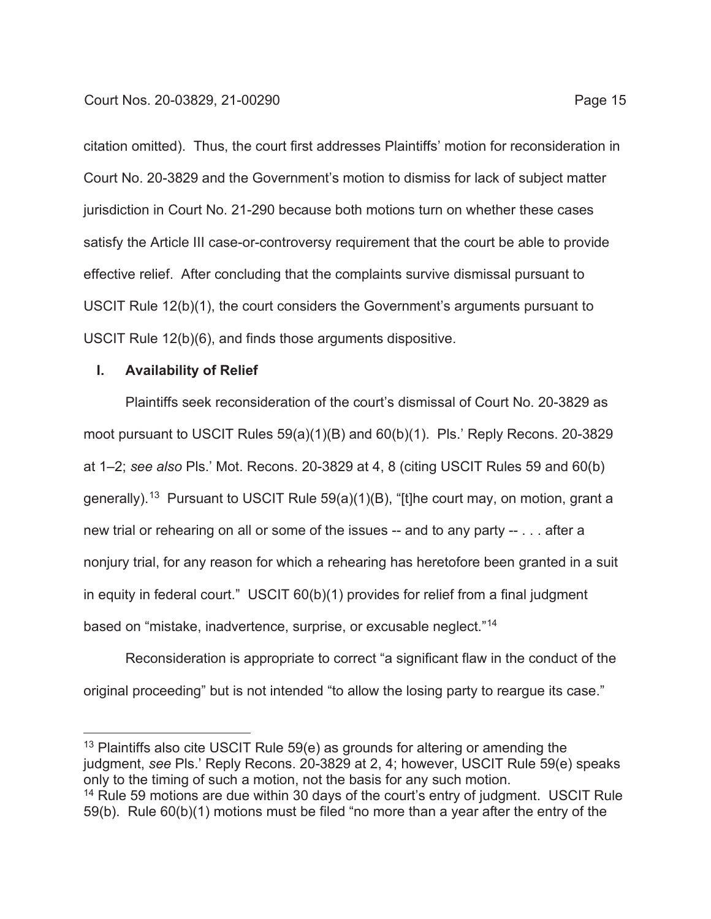citation omitted). Thus, the court first addresses Plaintiffs' motion for reconsideration in Court No. 20-3829 and the Government's motion to dismiss for lack of subject matter jurisdiction in Court No. 21-290 because both motions turn on whether these cases satisfy the Article III case-or-controversy requirement that the court be able to provide effective relief. After concluding that the complaints survive dismissal pursuant to USCIT Rule 12(b)(1), the court considers the Government's arguments pursuant to USCIT Rule 12(b)(6), and finds those arguments dispositive.

## I. Availability of Relief

Plaintiffs seek reconsideration of the court's dismissal of Court No. 20-3829 as moot pursuant to USCIT Rules 59(a)(1)(B) and 60(b)(1). Pls.' Reply Recons. 20-3829 at 1–2; *see also* Pls.' Mot. Recons. 20-3829 at 4, 8 (citing USCIT Rules 59 and 60(b) generally).[13] Pursuant to USCIT Rule 59(a)(1)(B), "[t]he court may, on motion, grant a new trial or rehearing on all or some of the issues -- and to any party -- . . . after a nonjury trial, for any reason for which a rehearing has heretofore been granted in a suit in equity in federal court." USCIT 60(b)(1) provides for relief from a final judgment based on "mistake, inadvertence, surprise, or excusable neglect."[14]

Reconsideration is appropriate to correct "a significant flaw in the conduct of the original proceeding" but is not intended "to allow the losing party to reargue its case."

---

[13] Plaintiffs also cite USCIT Rule 59(e) as grounds for altering or amending the judgment, *see* Pls.' Reply Recons. 20-3829 at 2, 4; however, USCIT Rule 59(e) speaks only to the timing of such a motion, not the basis for any such motion.

[14] Rule 59 motions are due within 30 days of the court's entry of judgment. USCIT Rule 59(b). Rule 60(b)(1) motions must be filed "no more than a year after the entry of the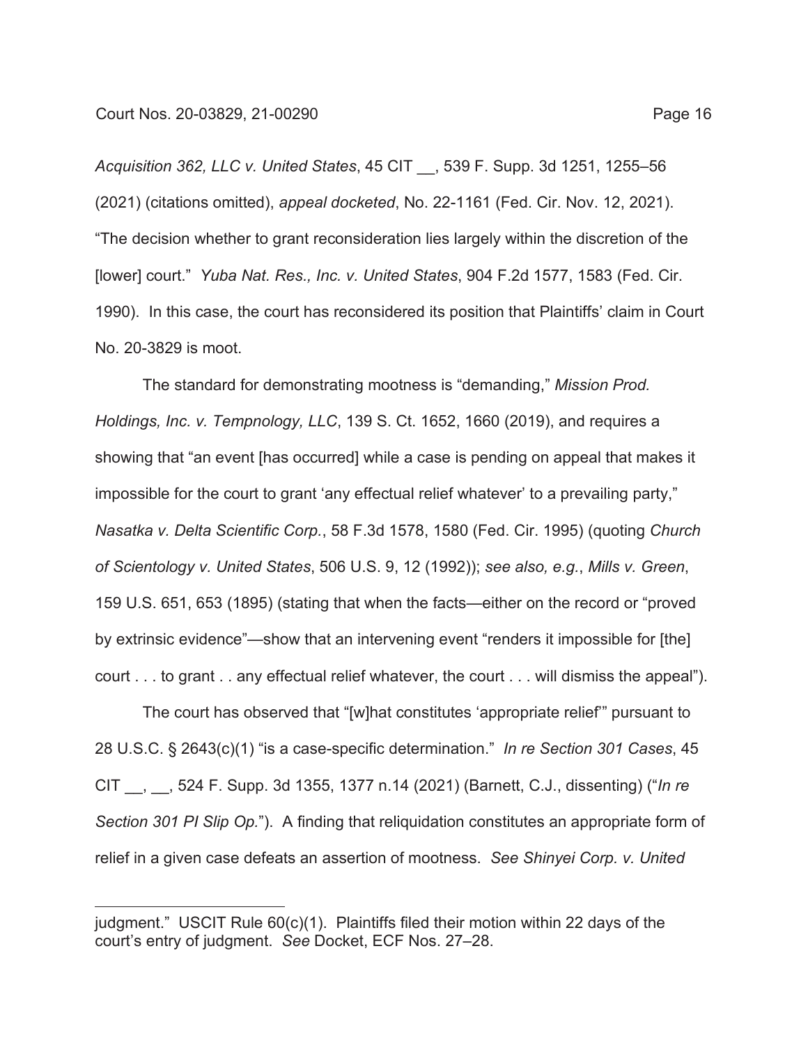*Acquisition 362, LLC v. United States*, 45 CIT __, 539 F. Supp. 3d 1251, 1255–56 (2021) (citations omitted), *appeal docketed*, No. 22-1161 (Fed. Cir. Nov. 12, 2021). "The decision whether to grant reconsideration lies largely within the discretion of the [lower] court." *Yuba Nat. Res., Inc. v. United States*, 904 F.2d 1577, 1583 (Fed. Cir. 1990). In this case, the court has reconsidered its position that Plaintiffs' claim in Court No. 20-3829 is moot.

The standard for demonstrating mootness is "demanding," *Mission Prod. Holdings, Inc. v. Tempnology, LLC*, 139 S. Ct. 1652, 1660 (2019), and requires a showing that "an event [has occurred] while a case is pending on appeal that makes it impossible for the court to grant 'any effectual relief whatever' to a prevailing party," *Nasatka v. Delta Scientific Corp.*, 58 F.3d 1578, 1580 (Fed. Cir. 1995) (quoting *Church of Scientology v. United States*, 506 U.S. 9, 12 (1992)); *see also, e.g.*, *Mills v. Green*, 159 U.S. 651, 653 (1895) (stating that when the facts—either on the record or "proved by extrinsic evidence"—show that an intervening event "renders it impossible for [the] court . . . to grant . . any effectual relief whatever, the court . . . will dismiss the appeal").

The court has observed that "[w]hat constitutes 'appropriate relief'" pursuant to 28 U.S.C. § 2643(c)(1) "is a case-specific determination." *In re Section 301 Cases*, 45 CIT __, __, 524 F. Supp. 3d 1355, 1377 n.14 (2021) (Barnett, C.J., dissenting) ("*In re Section 301 PI Slip Op.*"). A finding that reliquidation constitutes an appropriate form of relief in a given case defeats an assertion of mootness. *See Shinyei Corp. v. United*

judgment." USCIT Rule 60(c)(1). Plaintiffs filed their motion within 22 days of the court's entry of judgment. *See* Docket, ECF Nos. 27–28.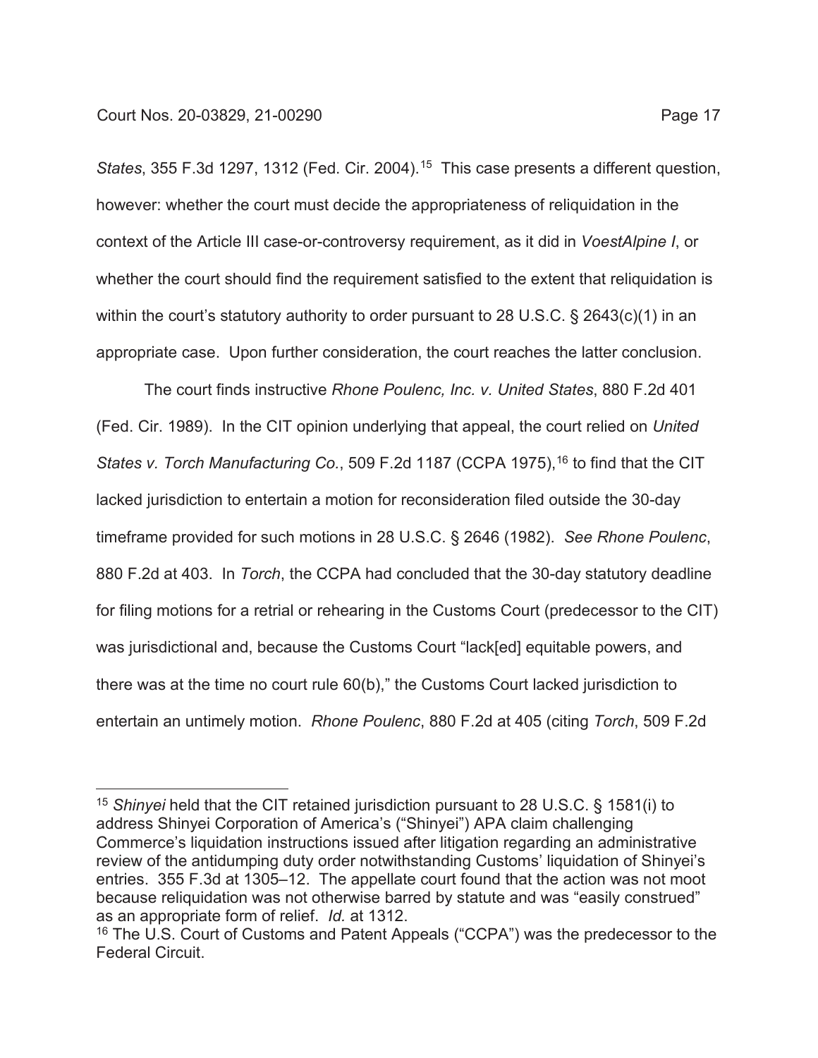*States*, 355 F.3d 1297, 1312 (Fed. Cir. 2004).[15] This case presents a different question, however: whether the court must decide the appropriateness of reliquidation in the context of the Article III case-or-controversy requirement, as it did in *VoestAlpine I*, or whether the court should find the requirement satisfied to the extent that reliquidation is within the court's statutory authority to order pursuant to 28 U.S.C. § 2643(c)(1) in an appropriate case. Upon further consideration, the court reaches the latter conclusion.

The court finds instructive *Rhone Poulenc, Inc. v. United States*, 880 F.2d 401 (Fed. Cir. 1989). In the CIT opinion underlying that appeal, the court relied on *United States v. Torch Manufacturing Co.*, 509 F.2d 1187 (CCPA 1975),[16] to find that the CIT lacked jurisdiction to entertain a motion for reconsideration filed outside the 30-day timeframe provided for such motions in 28 U.S.C. § 2646 (1982). *See Rhone Poulenc*, 880 F.2d at 403. In *Torch*, the CCPA had concluded that the 30-day statutory deadline for filing motions for a retrial or rehearing in the Customs Court (predecessor to the CIT) was jurisdictional and, because the Customs Court "lack[ed] equitable powers, and there was at the time no court rule 60(b)," the Customs Court lacked jurisdiction to entertain an untimely motion. *Rhone Poulenc*, 880 F.2d at 405 (citing *Torch*, 509 F.2d

---

[15] *Shinyei* held that the CIT retained jurisdiction pursuant to 28 U.S.C. § 1581(i) to address Shinyei Corporation of America's ("Shinyei") APA claim challenging Commerce's liquidation instructions issued after litigation regarding an administrative review of the antidumping duty order notwithstanding Customs' liquidation of Shinyei's entries. 355 F.3d at 1305–12. The appellate court found that the action was not moot because reliquidation was not otherwise barred by statute and was "easily construed" as an appropriate form of relief. *Id.* at 1312.

[16] The U.S. Court of Customs and Patent Appeals ("CCPA") was the predecessor to the Federal Circuit.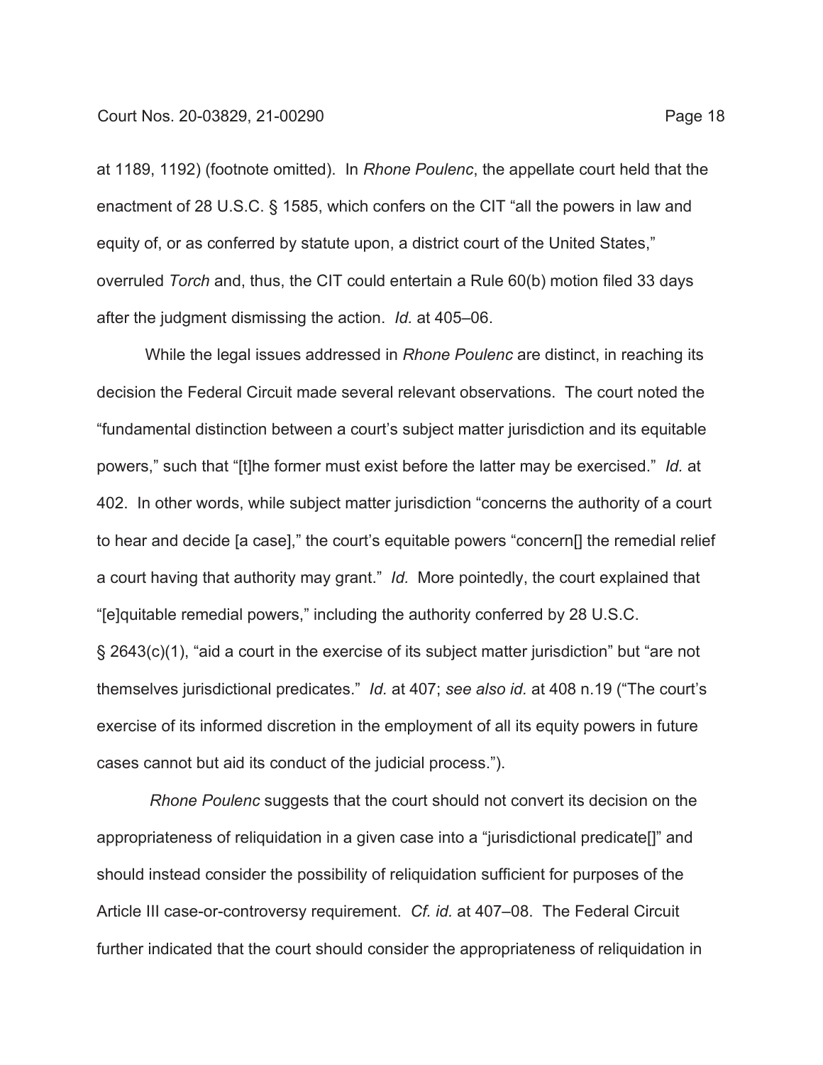at 1189, 1192) (footnote omitted). In *Rhone Poulenc*, the appellate court held that the enactment of 28 U.S.C. § 1585, which confers on the CIT "all the powers in law and equity of, or as conferred by statute upon, a district court of the United States," overruled *Torch* and, thus, the CIT could entertain a Rule 60(b) motion filed 33 days after the judgment dismissing the action. *Id.* at 405–06.

While the legal issues addressed in *Rhone Poulenc* are distinct, in reaching its decision the Federal Circuit made several relevant observations. The court noted the "fundamental distinction between a court's subject matter jurisdiction and its equitable powers," such that "[t]he former must exist before the latter may be exercised." *Id.* at 402. In other words, while subject matter jurisdiction "concerns the authority of a court to hear and decide [a case]," the court's equitable powers "concern[] the remedial relief a court having that authority may grant." *Id.* More pointedly, the court explained that "[e]quitable remedial powers," including the authority conferred by 28 U.S.C. § 2643(c)(1), "aid a court in the exercise of its subject matter jurisdiction" but "are not themselves jurisdictional predicates." *Id.* at 407; *see also id.* at 408 n.19 ("The court's exercise of its informed discretion in the employment of all its equity powers in future cases cannot but aid its conduct of the judicial process.").

*Rhone Poulenc* suggests that the court should not convert its decision on the appropriateness of reliquidation in a given case into a "jurisdictional predicate[]" and should instead consider the possibility of reliquidation sufficient for purposes of the Article III case-or-controversy requirement. *Cf. id.* at 407–08. The Federal Circuit further indicated that the court should consider the appropriateness of reliquidation in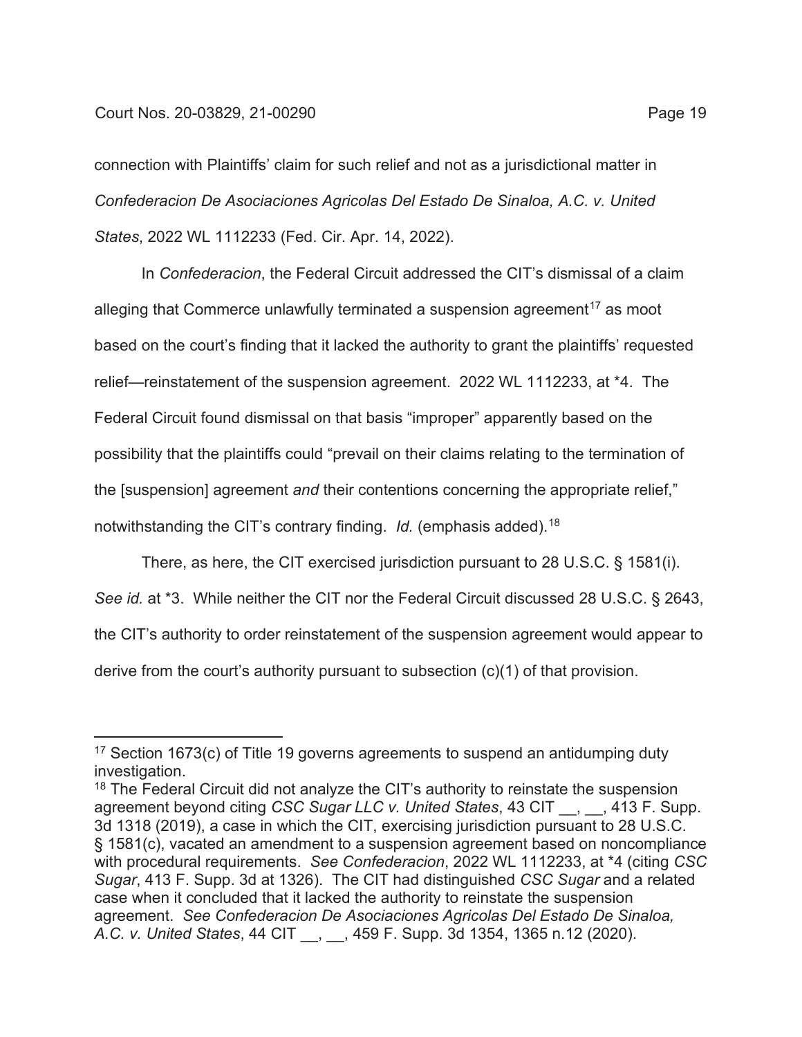connection with Plaintiffs' claim for such relief and not as a jurisdictional matter in *Confederacion De Asociaciones Agricolas Del Estado De Sinaloa, A.C. v. United States*, 2022 WL 1112233 (Fed. Cir. Apr. 14, 2022).

In *Confederacion*, the Federal Circuit addressed the CIT's dismissal of a claim alleging that Commerce unlawfully terminated a suspension agreement[17] as moot based on the court's finding that it lacked the authority to grant the plaintiffs' requested relief—reinstatement of the suspension agreement. 2022 WL 1112233, at *4. The Federal Circuit found dismissal on that basis "improper" apparently based on the possibility that the plaintiffs could "prevail on their claims relating to the termination of the [suspension] agreement *and* their contentions concerning the appropriate relief," notwithstanding the CIT's contrary finding. *Id.* (emphasis added).[18]

There, as here, the CIT exercised jurisdiction pursuant to 28 U.S.C. § 1581(i). *See id.* at *3. While neither the CIT nor the Federal Circuit discussed 28 U.S.C. § 2643, the CIT's authority to order reinstatement of the suspension agreement would appear to derive from the court's authority pursuant to subsection (c)(1) of that provision.

---

[17] Section 1673(c) of Title 19 governs agreements to suspend an antidumping duty investigation.

[18] The Federal Circuit did not analyze the CIT's authority to reinstate the suspension agreement beyond citing *CSC Sugar LLC v. United States*, 43 CIT __, __, 413 F. Supp. 3d 1318 (2019), a case in which the CIT, exercising jurisdiction pursuant to 28 U.S.C. § 1581(c), vacated an amendment to a suspension agreement based on noncompliance with procedural requirements. *See Confederacion*, 2022 WL 1112233, at *4 (citing *CSC Sugar*, 413 F. Supp. 3d at 1326). The CIT had distinguished *CSC Sugar* and a related case when it concluded that it lacked the authority to reinstate the suspension agreement. *See Confederacion De Asociaciones Agricolas Del Estado De Sinaloa, A.C. v. United States*, 44 CIT __, __, 459 F. Supp. 3d 1354, 1365 n.12 (2020).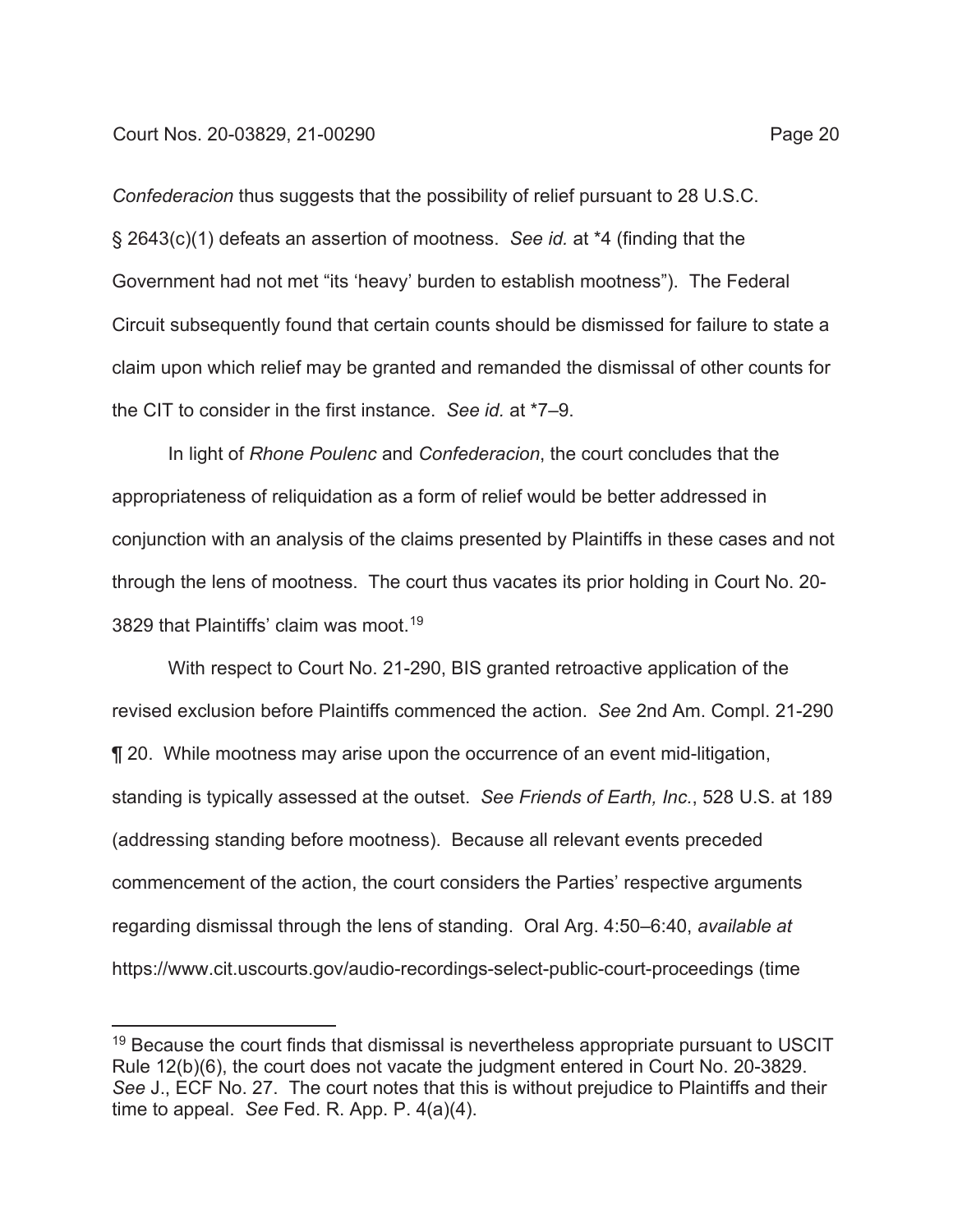*Confederacion* thus suggests that the possibility of relief pursuant to 28 U.S.C. § 2643(c)(1) defeats an assertion of mootness. *See id.* at *4 (finding that the Government had not met "its 'heavy' burden to establish mootness"). The Federal Circuit subsequently found that certain counts should be dismissed for failure to state a claim upon which relief may be granted and remanded the dismissal of other counts for the CIT to consider in the first instance. *See id.* at *7–9.

In light of *Rhone Poulenc* and *Confederacion*, the court concludes that the appropriateness of reliquidation as a form of relief would be better addressed in conjunction with an analysis of the claims presented by Plaintiffs in these cases and not through the lens of mootness. The court thus vacates its prior holding in Court No. 20-3829 that Plaintiffs' claim was moot.[19]

With respect to Court No. 21-290, BIS granted retroactive application of the revised exclusion before Plaintiffs commenced the action. *See* 2nd Am. Compl. 21-290 ¶ 20. While mootness may arise upon the occurrence of an event mid-litigation, standing is typically assessed at the outset. *See Friends of Earth, Inc.*, 528 U.S. at 189 (addressing standing before mootness). Because all relevant events preceded commencement of the action, the court considers the Parties' respective arguments regarding dismissal through the lens of standing. Oral Arg. 4:50–6:40, *available at* https://www.cit.uscourts.gov/audio-recordings-select-public-court-proceedings (time

[19] Because the court finds that dismissal is nevertheless appropriate pursuant to USCIT Rule 12(b)(6), the court does not vacate the judgment entered in Court No. 20-3829. *See* J., ECF No. 27. The court notes that this is without prejudice to Plaintiffs and their time to appeal. *See* Fed. R. App. P. 4(a)(4).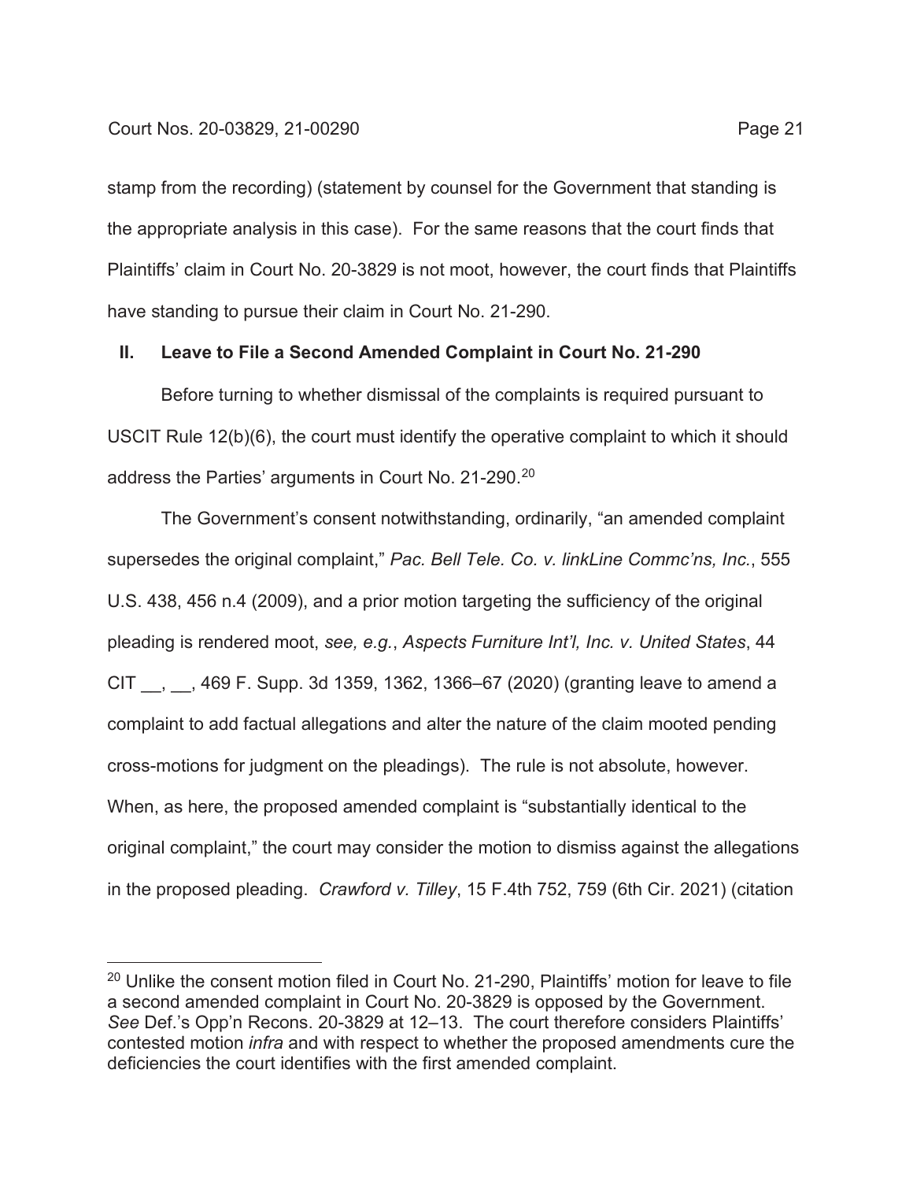stamp from the recording) (statement by counsel for the Government that standing is the appropriate analysis in this case). For the same reasons that the court finds that Plaintiffs' claim in Court No. 20-3829 is not moot, however, the court finds that Plaintiffs have standing to pursue their claim in Court No. 21-290.

## II. Leave to File a Second Amended Complaint in Court No. 21-290

Before turning to whether dismissal of the complaints is required pursuant to USCIT Rule 12(b)(6), the court must identify the operative complaint to which it should address the Parties' arguments in Court No. 21-290.[20]

The Government's consent notwithstanding, ordinarily, "an amended complaint supersedes the original complaint," *Pac. Bell Tele. Co. v. linkLine Commc'ns, Inc.*, 555 U.S. 438, 456 n.4 (2009), and a prior motion targeting the sufficiency of the original pleading is rendered moot, *see, e.g.*, *Aspects Furniture Int'l, Inc. v. United States*, 44 CIT __, __, 469 F. Supp. 3d 1359, 1362, 1366–67 (2020) (granting leave to amend a complaint to add factual allegations and alter the nature of the claim mooted pending cross-motions for judgment on the pleadings). The rule is not absolute, however. When, as here, the proposed amended complaint is "substantially identical to the original complaint," the court may consider the motion to dismiss against the allegations in the proposed pleading. *Crawford v. Tilley*, 15 F.4th 752, 759 (6th Cir. 2021) (citation

---

[20] Unlike the consent motion filed in Court No. 21-290, Plaintiffs' motion for leave to file a second amended complaint in Court No. 20-3829 is opposed by the Government. *See* Def.'s Opp'n Recons. 20-3829 at 12–13. The court therefore considers Plaintiffs' contested motion *infra* and with respect to whether the proposed amendments cure the deficiencies the court identifies with the first amended complaint.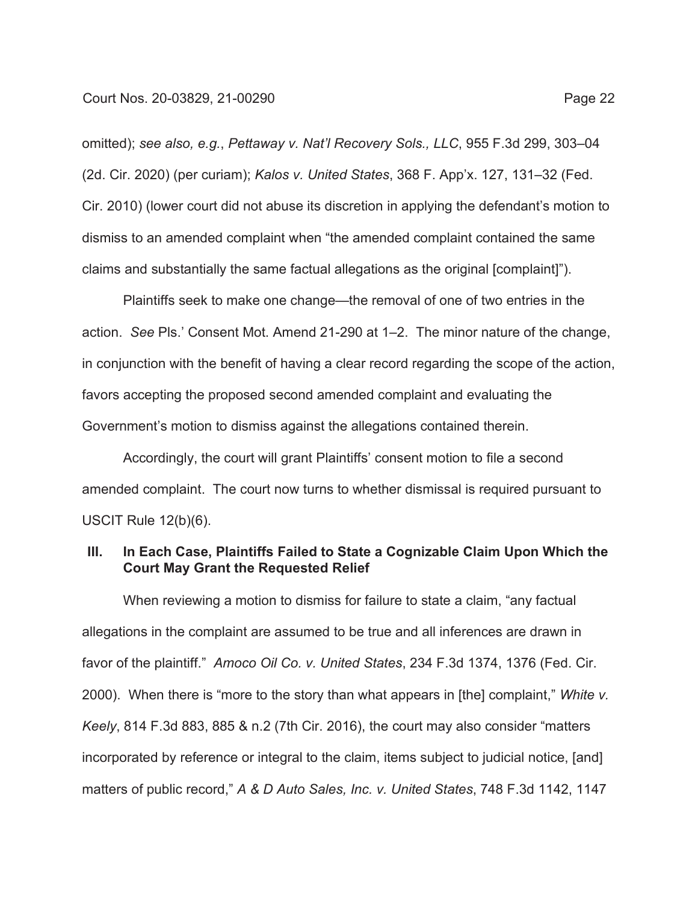omitted); *see also, e.g.*, *Pettaway v. Nat'l Recovery Sols., LLC*, 955 F.3d 299, 303–04 (2d. Cir. 2020) (per curiam); *Kalos v. United States*, 368 F. App'x. 127, 131–32 (Fed. Cir. 2010) (lower court did not abuse its discretion in applying the defendant's motion to dismiss to an amended complaint when "the amended complaint contained the same claims and substantially the same factual allegations as the original [complaint]").

Plaintiffs seek to make one change—the removal of one of two entries in the action. *See* Pls.' Consent Mot. Amend 21-290 at 1–2. The minor nature of the change, in conjunction with the benefit of having a clear record regarding the scope of the action, favors accepting the proposed second amended complaint and evaluating the Government's motion to dismiss against the allegations contained therein.

Accordingly, the court will grant Plaintiffs' consent motion to file a second amended complaint. The court now turns to whether dismissal is required pursuant to USCIT Rule 12(b)(6).

## III. In Each Case, Plaintiffs Failed to State a Cognizable Claim Upon Which the Court May Grant the Requested Relief

When reviewing a motion to dismiss for failure to state a claim, "any factual allegations in the complaint are assumed to be true and all inferences are drawn in favor of the plaintiff." *Amoco Oil Co. v. United States*, 234 F.3d 1374, 1376 (Fed. Cir. 2000). When there is "more to the story than what appears in [the] complaint," *White v. Keely*, 814 F.3d 883, 885 & n.2 (7th Cir. 2016), the court may also consider "matters incorporated by reference or integral to the claim, items subject to judicial notice, [and] matters of public record," *A & D Auto Sales, Inc. v. United States*, 748 F.3d 1142, 1147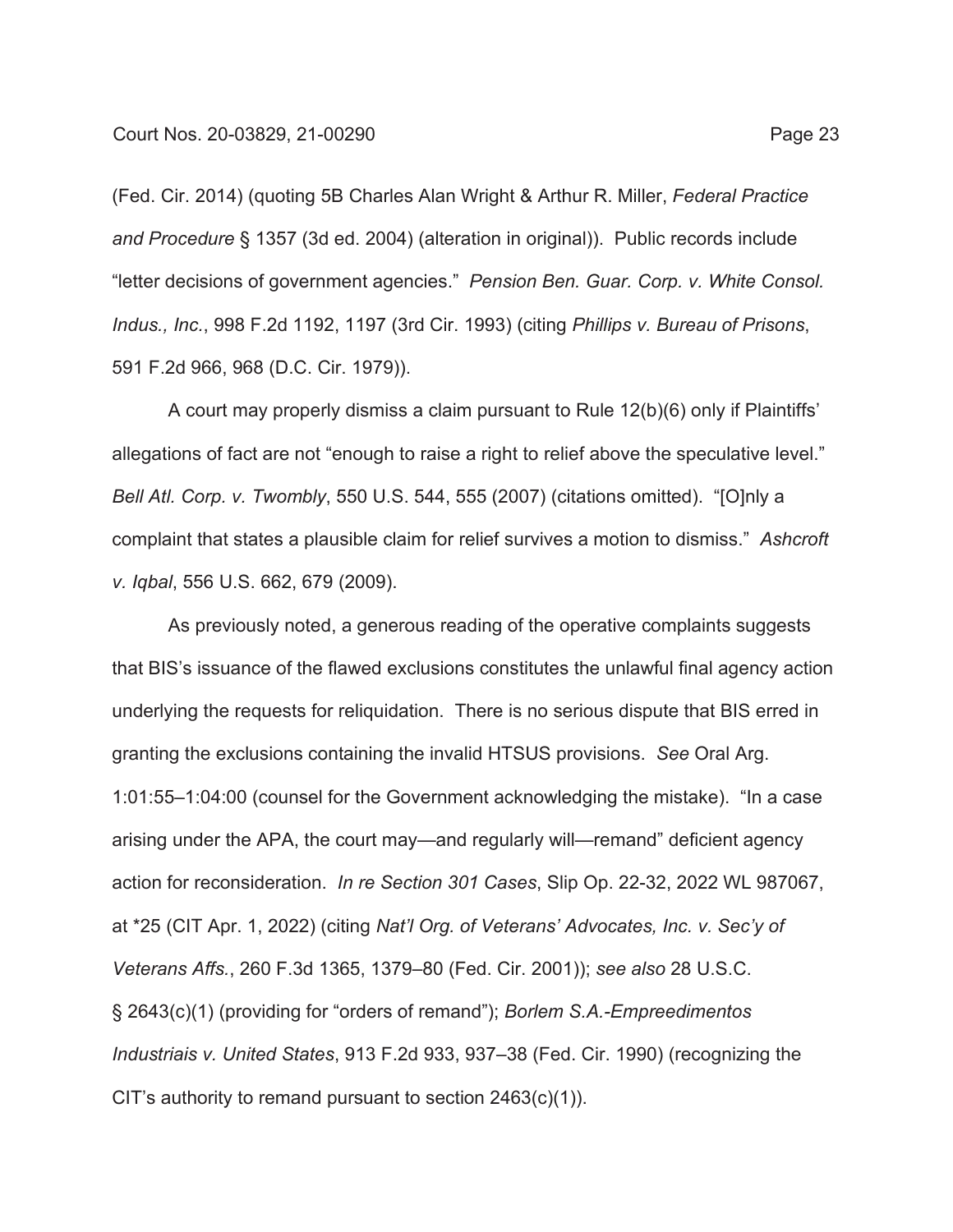(Fed. Cir. 2014) (quoting 5B Charles Alan Wright & Arthur R. Miller, *Federal Practice and Procedure* § 1357 (3d ed. 2004) (alteration in original)). Public records include "letter decisions of government agencies." *Pension Ben. Guar. Corp. v. White Consol. Indus., Inc.*, 998 F.2d 1192, 1197 (3rd Cir. 1993) (citing *Phillips v. Bureau of Prisons*, 591 F.2d 966, 968 (D.C. Cir. 1979)).

A court may properly dismiss a claim pursuant to Rule 12(b)(6) only if Plaintiffs' allegations of fact are not "enough to raise a right to relief above the speculative level." *Bell Atl. Corp. v. Twombly*, 550 U.S. 544, 555 (2007) (citations omitted). "[O]nly a complaint that states a plausible claim for relief survives a motion to dismiss." *Ashcroft v. Iqbal*, 556 U.S. 662, 679 (2009).

As previously noted, a generous reading of the operative complaints suggests that BIS's issuance of the flawed exclusions constitutes the unlawful final agency action underlying the requests for reliquidation. There is no serious dispute that BIS erred in granting the exclusions containing the invalid HTSUS provisions. *See* Oral Arg. 1:01:55–1:04:00 (counsel for the Government acknowledging the mistake). "In a case arising under the APA, the court may—and regularly will—remand" deficient agency action for reconsideration. *In re Section 301 Cases*, Slip Op. 22-32, 2022 WL 987067, at *25 (CIT Apr. 1, 2022) (citing *Nat'l Org. of Veterans' Advocates, Inc. v. Sec'y of Veterans Affs.*, 260 F.3d 1365, 1379–80 (Fed. Cir. 2001)); *see also* 28 U.S.C. § 2643(c)(1) (providing for "orders of remand"); *Borlem S.A.-Empreedimentos Industriais v. United States*, 913 F.2d 933, 937–38 (Fed. Cir. 1990) (recognizing the CIT's authority to remand pursuant to section 2463(c)(1)).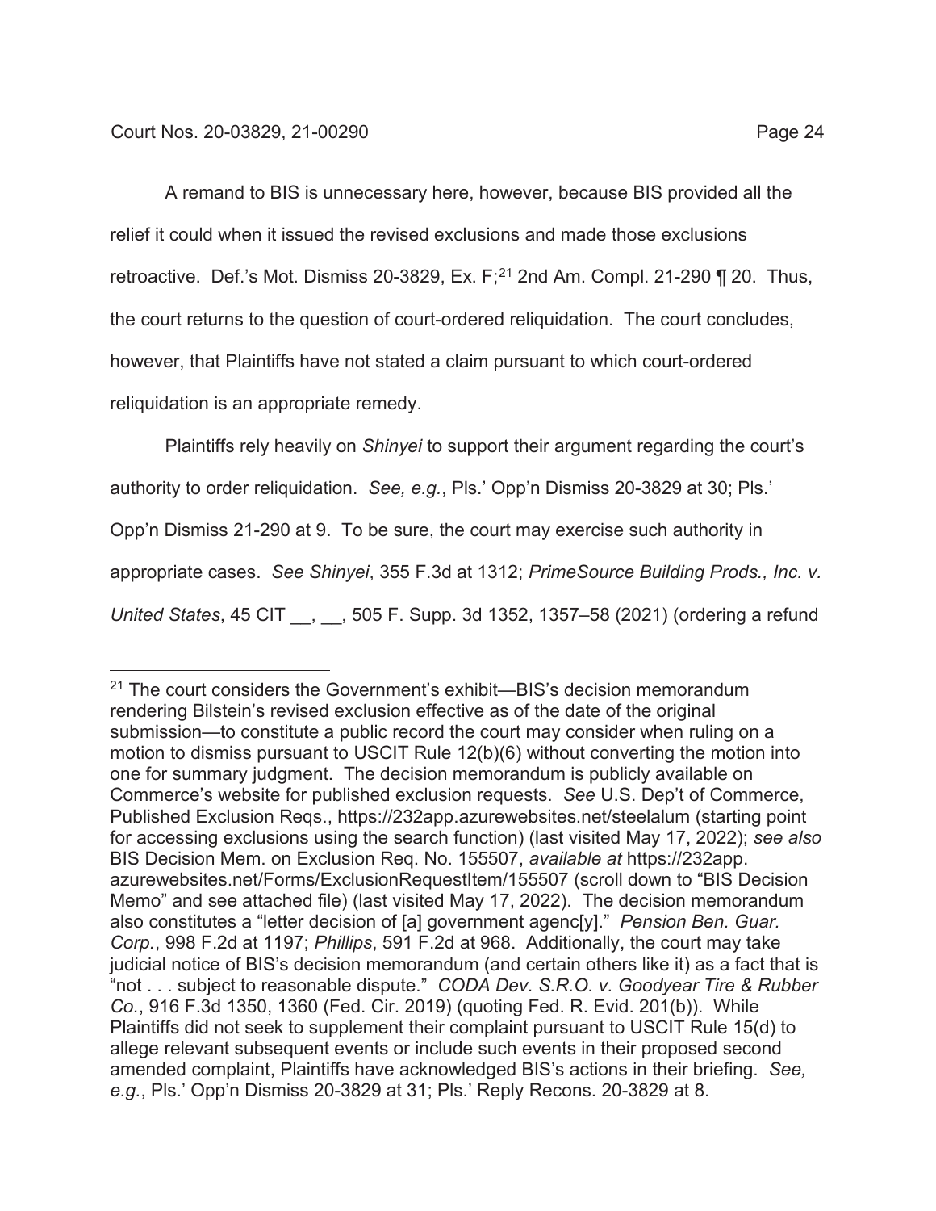A remand to BIS is unnecessary here, however, because BIS provided all the relief it could when it issued the revised exclusions and made those exclusions retroactive. Def.'s Mot. Dismiss 20-3829, Ex. F;[21] 2nd Am. Compl. 21-290 ¶ 20. Thus, the court returns to the question of court-ordered reliquidation. The court concludes, however, that Plaintiffs have not stated a claim pursuant to which court-ordered reliquidation is an appropriate remedy.

Plaintiffs rely heavily on *Shinyei* to support their argument regarding the court's authority to order reliquidation. *See, e.g.*, Pls.' Opp'n Dismiss 20-3829 at 30; Pls.' Opp'n Dismiss 21-290 at 9. To be sure, the court may exercise such authority in appropriate cases. *See Shinyei*, 355 F.3d at 1312; *PrimeSource Building Prods., Inc. v. United States*, 45 CIT __, __, 505 F. Supp. 3d 1352, 1357–58 (2021) (ordering a refund

---

[21] The court considers the Government's exhibit—BIS's decision memorandum rendering Bilstein's revised exclusion effective as of the date of the original submission—to constitute a public record the court may consider when ruling on a motion to dismiss pursuant to USCIT Rule 12(b)(6) without converting the motion into one for summary judgment. The decision memorandum is publicly available on Commerce's website for published exclusion requests. *See* U.S. Dep't of Commerce, Published Exclusion Reqs., https://232app.azurewebsites.net/steelalum (starting point for accessing exclusions using the search function) (last visited May 17, 2022); *see also* BIS Decision Mem. on Exclusion Req. No. 155507, *available at* https://232app.azurewebsites.net/Forms/ExclusionRequestItem/155507 (scroll down to "BIS Decision Memo" and see attached file) (last visited May 17, 2022). The decision memorandum also constitutes a "letter decision of [a] government agenc[y]." *Pension Ben. Guar. Corp.*, 998 F.2d at 1197; *Phillips*, 591 F.2d at 968. Additionally, the court may take judicial notice of BIS's decision memorandum (and certain others like it) as a fact that is "not . . . subject to reasonable dispute." *CODA Dev. S.R.O. v. Goodyear Tire & Rubber Co.*, 916 F.3d 1350, 1360 (Fed. Cir. 2019) (quoting Fed. R. Evid. 201(b)). While Plaintiffs did not seek to supplement their complaint pursuant to USCIT Rule 15(d) to allege relevant subsequent events or include such events in their proposed second amended complaint, Plaintiffs have acknowledged BIS's actions in their briefing. *See, e.g.*, Pls.' Opp'n Dismiss 20-3829 at 31; Pls.' Reply Recons. 20-3829 at 8.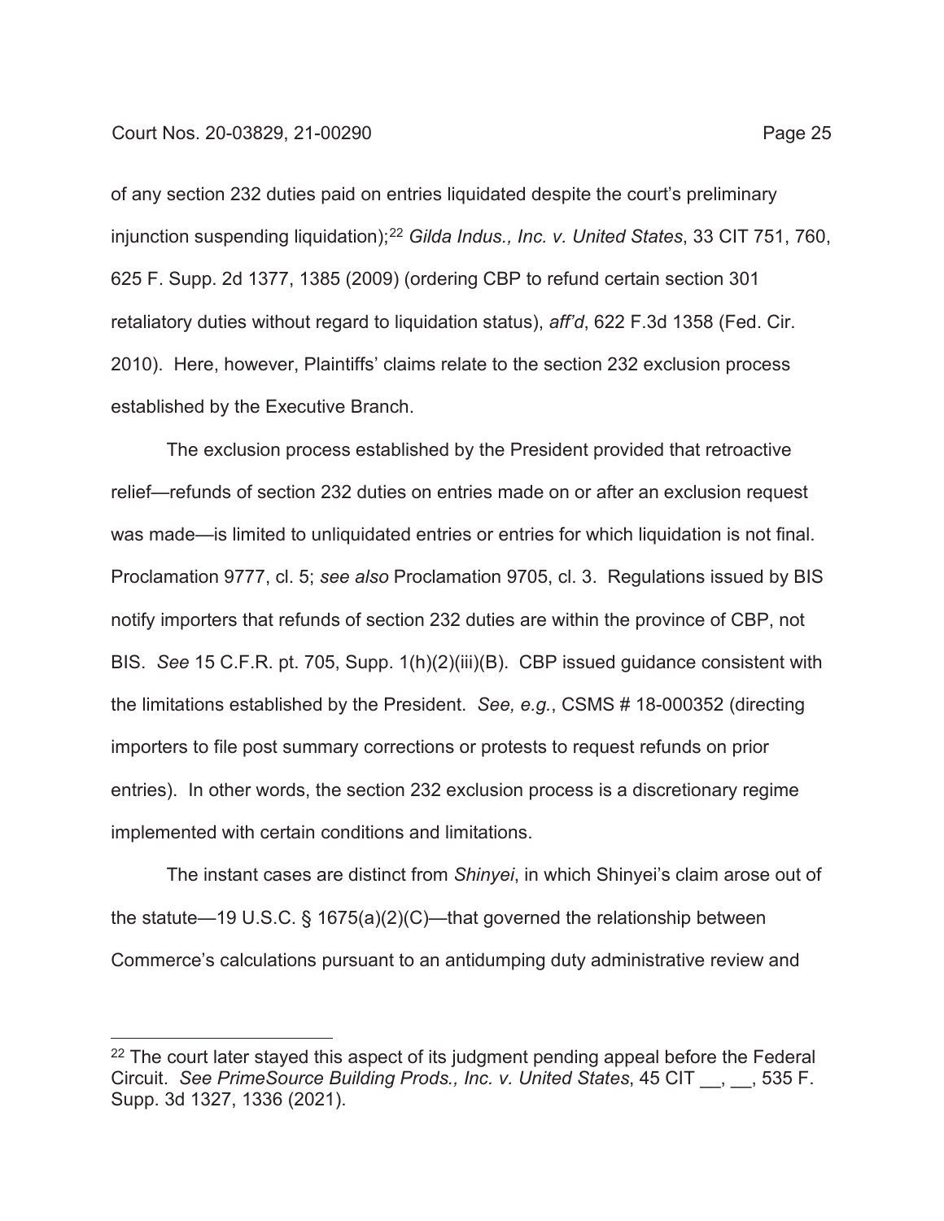of any section 232 duties paid on entries liquidated despite the court's preliminary injunction suspending liquidation);[22] *Gilda Indus., Inc. v. United States*, 33 CIT 751, 760, 625 F. Supp. 2d 1377, 1385 (2009) (ordering CBP to refund certain section 301 retaliatory duties without regard to liquidation status), *aff'd*, 622 F.3d 1358 (Fed. Cir. 2010). Here, however, Plaintiffs' claims relate to the section 232 exclusion process established by the Executive Branch.

The exclusion process established by the President provided that retroactive relief—refunds of section 232 duties on entries made on or after an exclusion request was made—is limited to unliquidated entries or entries for which liquidation is not final. Proclamation 9777, cl. 5; *see also* Proclamation 9705, cl. 3. Regulations issued by BIS notify importers that refunds of section 232 duties are within the province of CBP, not BIS. *See* 15 C.F.R. pt. 705, Supp. 1(h)(2)(iii)(B). CBP issued guidance consistent with the limitations established by the President. *See, e.g.*, CSMS # 18-000352 (directing importers to file post summary corrections or protests to request refunds on prior entries). In other words, the section 232 exclusion process is a discretionary regime implemented with certain conditions and limitations.

The instant cases are distinct from *Shinyei*, in which Shinyei's claim arose out of the statute—19 U.S.C. § 1675(a)(2)(C)—that governed the relationship between Commerce's calculations pursuant to an antidumping duty administrative review and

---

[22] The court later stayed this aspect of its judgment pending appeal before the Federal Circuit. *See PrimeSource Building Prods., Inc. v. United States*, 45 CIT __, __, 535 F. Supp. 3d 1327, 1336 (2021).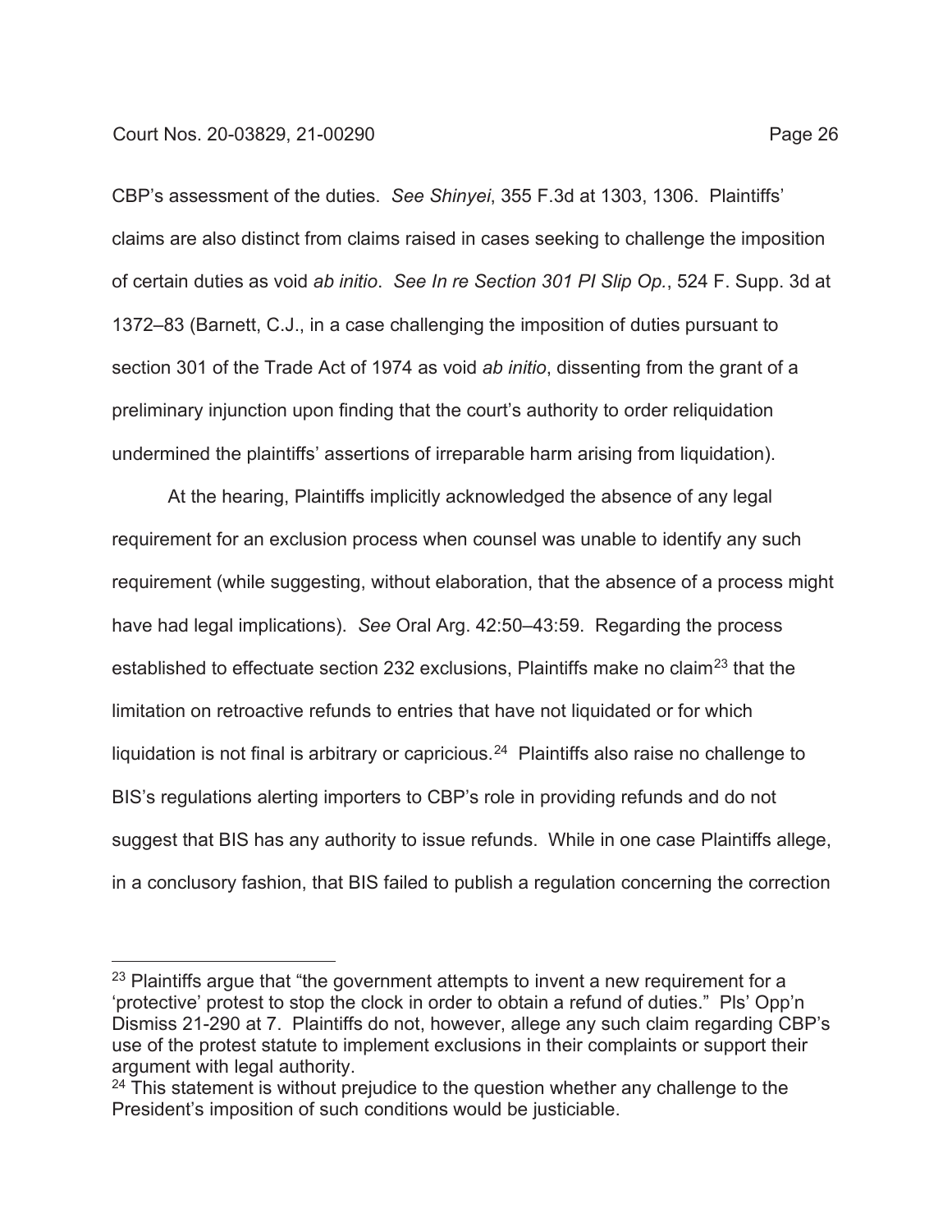CBP's assessment of the duties. *See Shinyei*, 355 F.3d at 1303, 1306. Plaintiffs' claims are also distinct from claims raised in cases seeking to challenge the imposition of certain duties as void *ab initio*. *See In re Section 301 PI Slip Op.*, 524 F. Supp. 3d at 1372–83 (Barnett, C.J., in a case challenging the imposition of duties pursuant to section 301 of the Trade Act of 1974 as void *ab initio*, dissenting from the grant of a preliminary injunction upon finding that the court's authority to order reliquidation undermined the plaintiffs' assertions of irreparable harm arising from liquidation).

At the hearing, Plaintiffs implicitly acknowledged the absence of any legal requirement for an exclusion process when counsel was unable to identify any such requirement (while suggesting, without elaboration, that the absence of a process might have had legal implications). *See* Oral Arg. 42:50–43:59. Regarding the process established to effectuate section 232 exclusions, Plaintiffs make no claim[23] that the limitation on retroactive refunds to entries that have not liquidated or for which liquidation is not final is arbitrary or capricious.[24] Plaintiffs also raise no challenge to BIS's regulations alerting importers to CBP's role in providing refunds and do not suggest that BIS has any authority to issue refunds. While in one case Plaintiffs allege, in a conclusory fashion, that BIS failed to publish a regulation concerning the correction

---

[23] Plaintiffs argue that "the government attempts to invent a new requirement for a 'protective' protest to stop the clock in order to obtain a refund of duties." Pls' Opp'n Dismiss 21-290 at 7. Plaintiffs do not, however, allege any such claim regarding CBP's use of the protest statute to implement exclusions in their complaints or support their argument with legal authority.

[24] This statement is without prejudice to the question whether any challenge to the President's imposition of such conditions would be justiciable.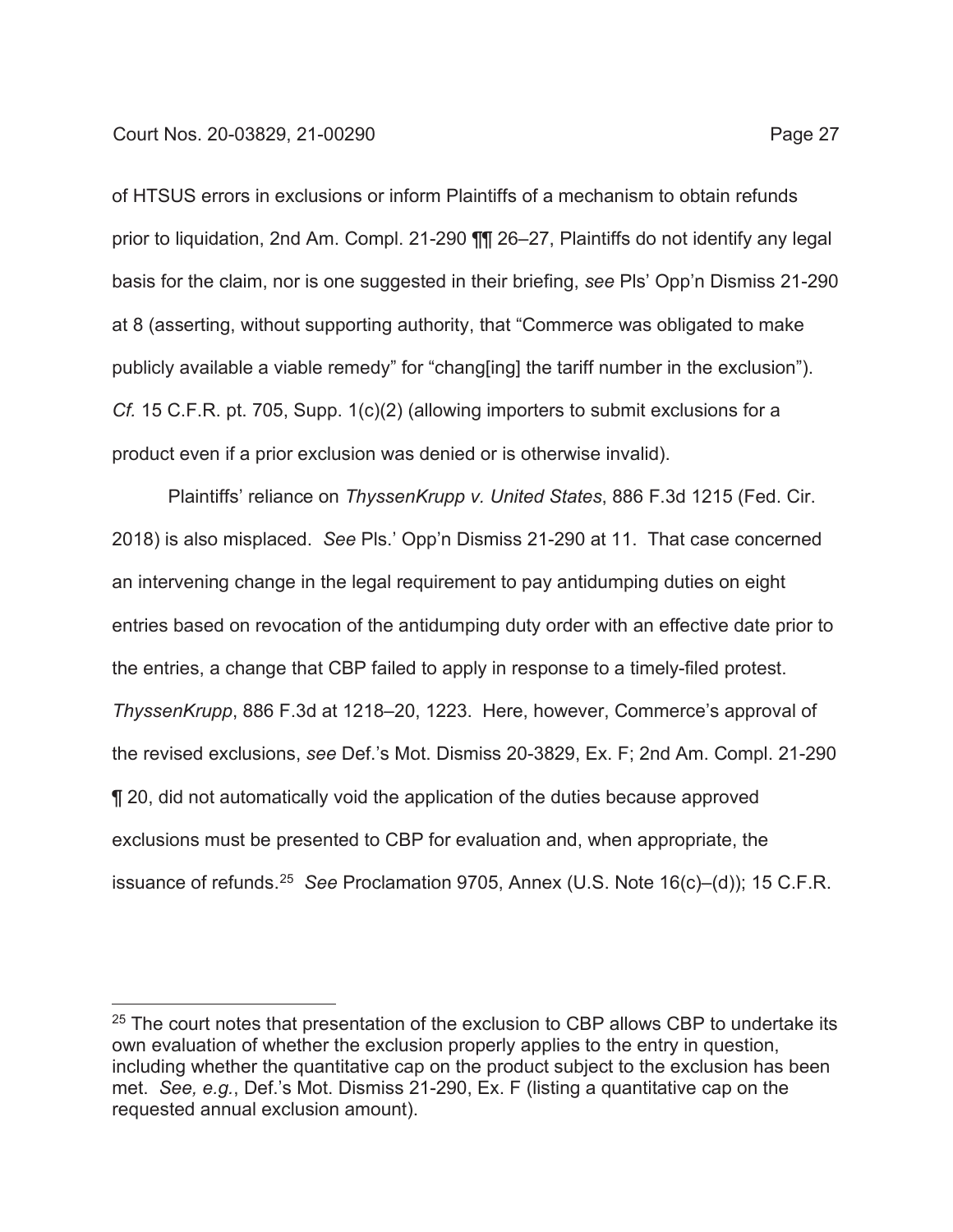of HTSUS errors in exclusions or inform Plaintiffs of a mechanism to obtain refunds prior to liquidation, 2nd Am. Compl. 21-290 ¶¶ 26–27, Plaintiffs do not identify any legal basis for the claim, nor is one suggested in their briefing, *see* Pls' Opp'n Dismiss 21-290 at 8 (asserting, without supporting authority, that "Commerce was obligated to make publicly available a viable remedy" for "chang[ing] the tariff number in the exclusion"). *Cf.* 15 C.F.R. pt. 705, Supp. 1(c)(2) (allowing importers to submit exclusions for a product even if a prior exclusion was denied or is otherwise invalid).

Plaintiffs' reliance on *ThyssenKrupp v. United States*, 886 F.3d 1215 (Fed. Cir. 2018) is also misplaced. *See* Pls.' Opp'n Dismiss 21-290 at 11. That case concerned an intervening change in the legal requirement to pay antidumping duties on eight entries based on revocation of the antidumping duty order with an effective date prior to the entries, a change that CBP failed to apply in response to a timely-filed protest. *ThyssenKrupp*, 886 F.3d at 1218–20, 1223. Here, however, Commerce's approval of the revised exclusions, *see* Def.'s Mot. Dismiss 20-3829, Ex. F; 2nd Am. Compl. 21-290 ¶ 20, did not automatically void the application of the duties because approved exclusions must be presented to CBP for evaluation and, when appropriate, the issuance of refunds.[25] *See* Proclamation 9705, Annex (U.S. Note 16(c)–(d)); 15 C.F.R.

[25] The court notes that presentation of the exclusion to CBP allows CBP to undertake its own evaluation of whether the exclusion properly applies to the entry in question, including whether the quantitative cap on the product subject to the exclusion has been met. *See, e.g.*, Def.'s Mot. Dismiss 21-290, Ex. F (listing a quantitative cap on the requested annual exclusion amount).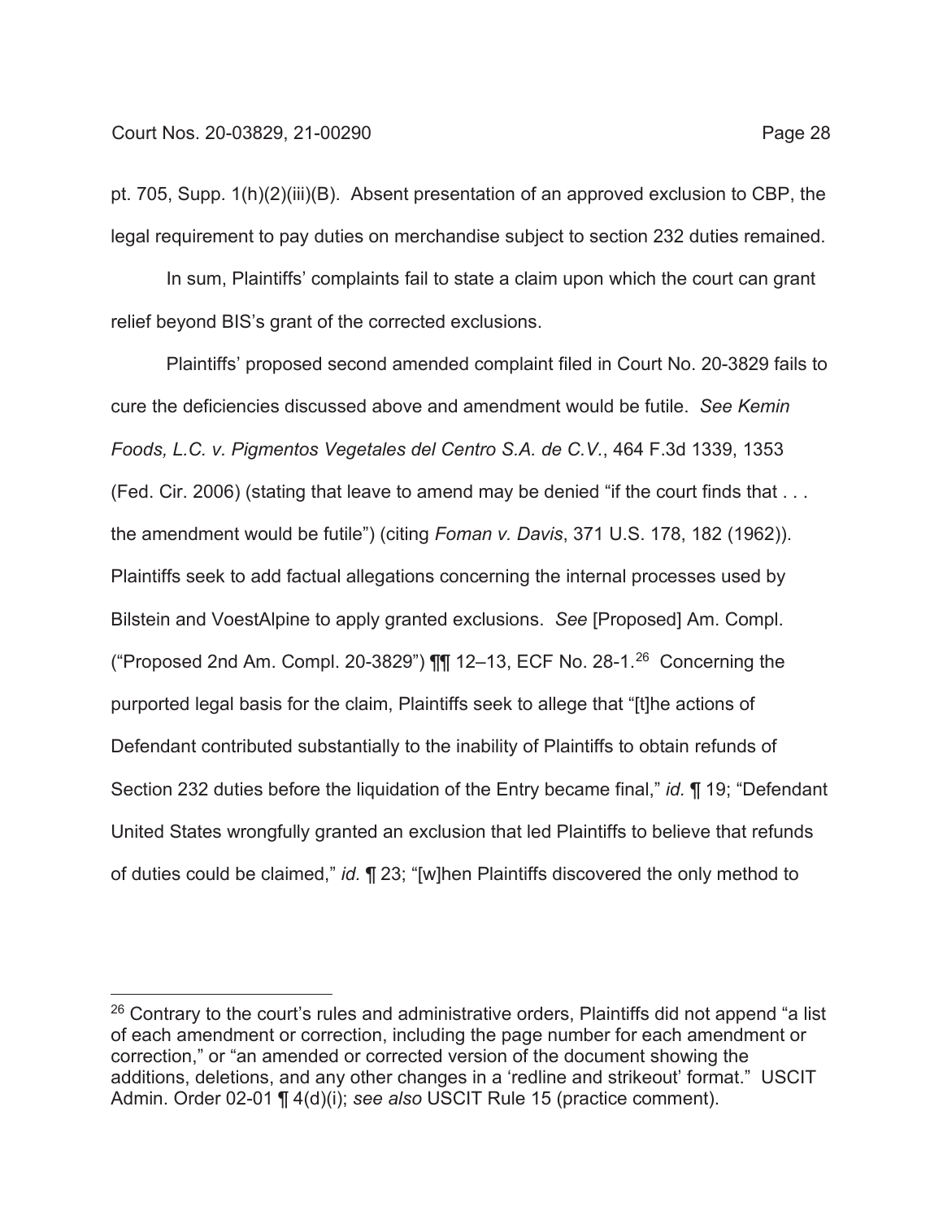pt. 705, Supp. 1(h)(2)(iii)(B). Absent presentation of an approved exclusion to CBP, the legal requirement to pay duties on merchandise subject to section 232 duties remained.

In sum, Plaintiffs' complaints fail to state a claim upon which the court can grant relief beyond BIS's grant of the corrected exclusions.

Plaintiffs' proposed second amended complaint filed in Court No. 20-3829 fails to cure the deficiencies discussed above and amendment would be futile. *See Kemin Foods, L.C. v. Pigmentos Vegetales del Centro S.A. de C.V.*, 464 F.3d 1339, 1353 (Fed. Cir. 2006) (stating that leave to amend may be denied "if the court finds that . . . the amendment would be futile") (citing *Foman v. Davis*, 371 U.S. 178, 182 (1962)). Plaintiffs seek to add factual allegations concerning the internal processes used by Bilstein and VoestAlpine to apply granted exclusions. *See* [Proposed] Am. Compl. ("Proposed 2nd Am. Compl. 20-3829") ¶¶ 12–13, ECF No. 28-1.[26] Concerning the purported legal basis for the claim, Plaintiffs seek to allege that "[t]he actions of Defendant contributed substantially to the inability of Plaintiffs to obtain refunds of Section 232 duties before the liquidation of the Entry became final," *id.* ¶ 19; "Defendant United States wrongfully granted an exclusion that led Plaintiffs to believe that refunds of duties could be claimed," *id.* ¶ 23; "[w]hen Plaintiffs discovered the only method to

[26] Contrary to the court's rules and administrative orders, Plaintiffs did not append "a list of each amendment or correction, including the page number for each amendment or correction," or "an amended or corrected version of the document showing the additions, deletions, and any other changes in a 'redline and strikeout' format." USCIT Admin. Order 02-01 ¶ 4(d)(i); *see also* USCIT Rule 15 (practice comment).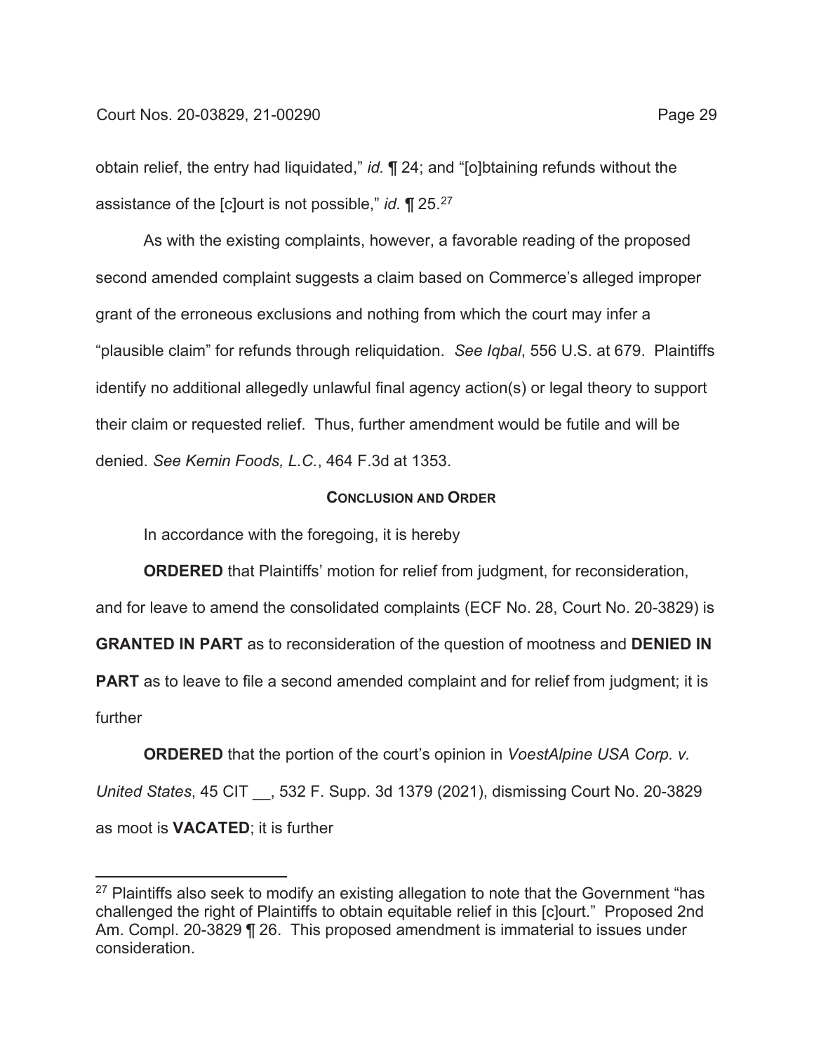obtain relief, the entry had liquidated," *id.* ¶ 24; and "[o]btaining refunds without the assistance of the [c]ourt is not possible," *id.* ¶ 25.[27]

As with the existing complaints, however, a favorable reading of the proposed second amended complaint suggests a claim based on Commerce's alleged improper grant of the erroneous exclusions and nothing from which the court may infer a "plausible claim" for refunds through reliquidation. *See Iqbal*, 556 U.S. at 679. Plaintiffs identify no additional allegedly unlawful final agency action(s) or legal theory to support their claim or requested relief. Thus, further amendment would be futile and will be denied. *See Kemin Foods, L.C.*, 464 F.3d at 1353.

## CONCLUSION AND ORDER

In accordance with the foregoing, it is hereby

**ORDERED** that Plaintiffs' motion for relief from judgment, for reconsideration, and for leave to amend the consolidated complaints (ECF No. 28, Court No. 20-3829) is **GRANTED IN PART** as to reconsideration of the question of mootness and **DENIED IN PART** as to leave to file a second amended complaint and for relief from judgment; it is further

**ORDERED** that the portion of the court's opinion in *VoestAlpine USA Corp. v. United States*, 45 CIT __, 532 F. Supp. 3d 1379 (2021), dismissing Court No. 20-3829 as moot is **VACATED**; it is further

---

[27] Plaintiffs also seek to modify an existing allegation to note that the Government "has challenged the right of Plaintiffs to obtain equitable relief in this [c]ourt." Proposed 2nd Am. Compl. 20-3829 ¶ 26. This proposed amendment is immaterial to issues under consideration.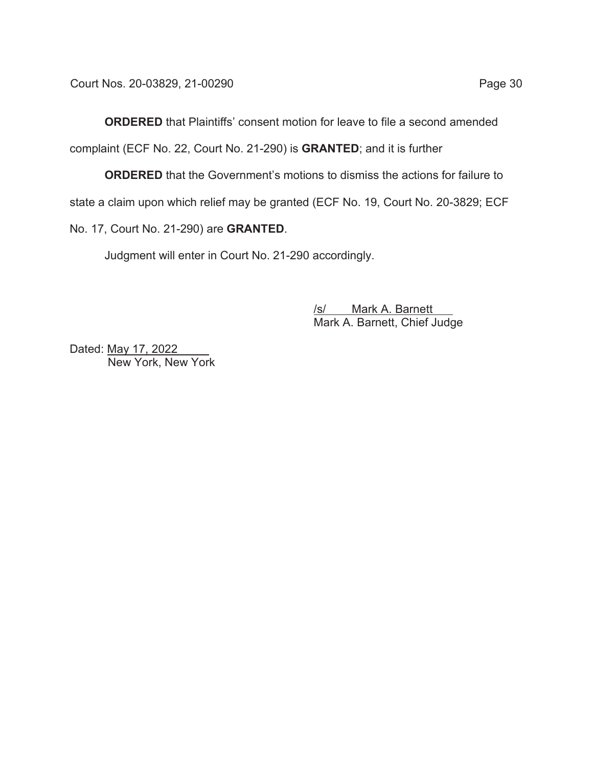**ORDERED** that Plaintiffs' consent motion for leave to file a second amended complaint (ECF No. 22, Court No. 21-290) is **GRANTED**; and it is further

**ORDERED** that the Government's motions to dismiss the actions for failure to state a claim upon which relief may be granted (ECF No. 19, Court No. 20-3829; ECF No. 17, Court No. 21-290) are **GRANTED**.

Judgment will enter in Court No. 21-290 accordingly.

/s/ Mark A. Barnett
Mark A. Barnett, Chief Judge

Dated: May 17, 2022
New York, New York